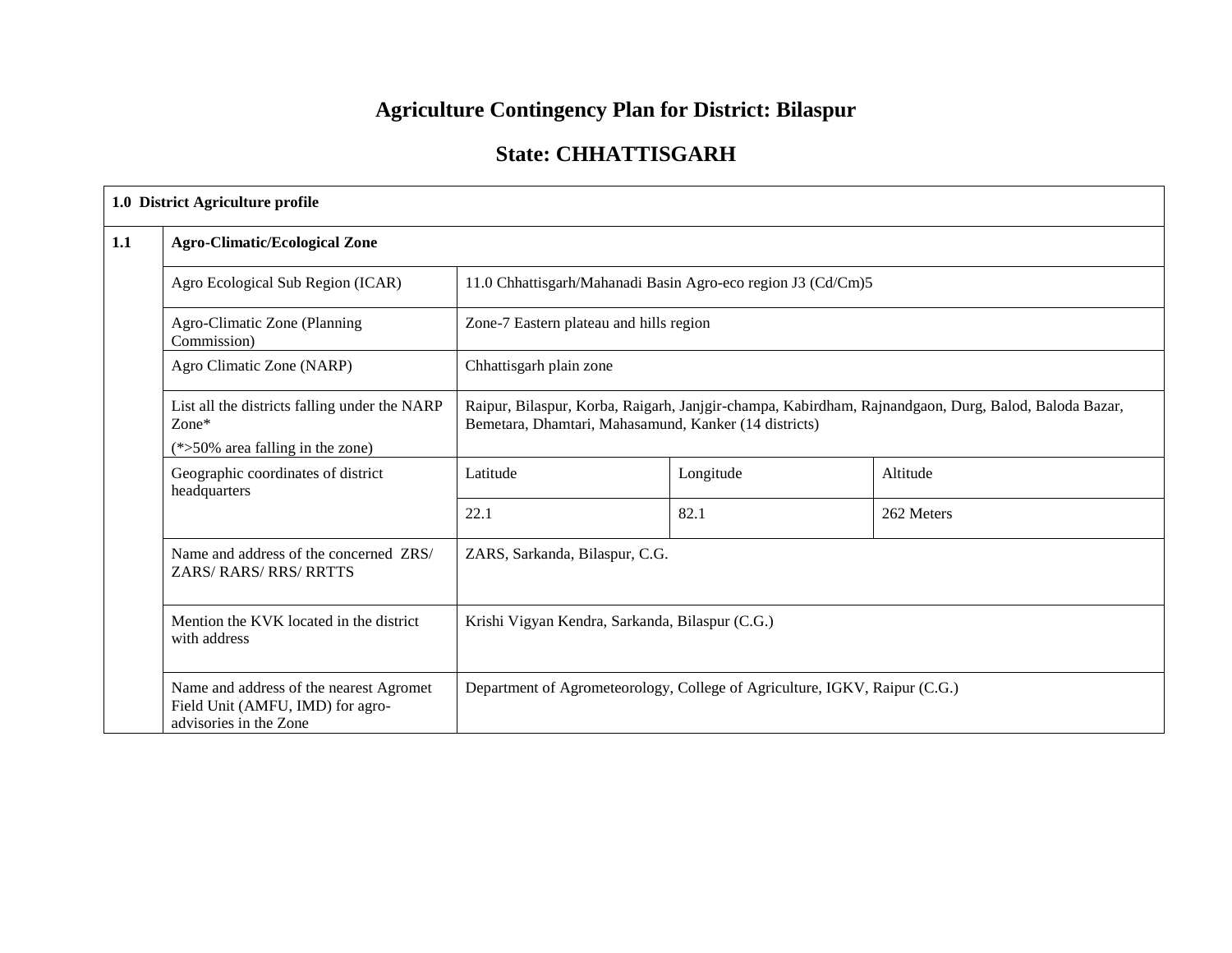# Agriculture Contingency Plan for District: Bilaspur

## State: CHHATTISGARH

| **1.0 District Agriculture profile** | | | | |
|---|---|---|---|---|
| **1.1** | **Agro-Climatic/Ecological Zone** | | | |
| | Agro Ecological Sub Region (ICAR) | 11.0 Chhattisgarh/Mahanadi Basin Agro-eco region J3 (Cd/Cm)5 | | |
| | Agro-Climatic Zone (Planning Commission) | Zone-7 Eastern plateau and hills region | | |
| | Agro Climatic Zone (NARP) | Chhattisgarh plain zone | | |
| | List all the districts falling under the NARP Zone* (*>50% area falling in the zone) | Raipur, Bilaspur, Korba, Raigarh, Janjgir-champa, Kabirdham, Rajnandgaon, Durg, Balod, Baloda Bazar, Bemetara, Dhamtari, Mahasamund, Kanker (14 districts) | | |
| | Geographic coordinates of district headquarters | Latitude | Longitude | Altitude |
| | | 22.1 | 82.1 | 262 Meters |
| | Name and address of the concerned ZRS/ ZARS/ RARS/ RRS/ RRTTS | ZARS, Sarkanda, Bilaspur, C.G. | | |
| | Mention the KVK located in the district with address | Krishi Vigyan Kendra, Sarkanda, Bilaspur (C.G.) | | |
| | Name and address of the nearest Agromet Field Unit (AMFU, IMD) for agro-advisories in the Zone | Department of Agrometeorology, College of Agriculture, IGKV, Raipur (C.G.) | | |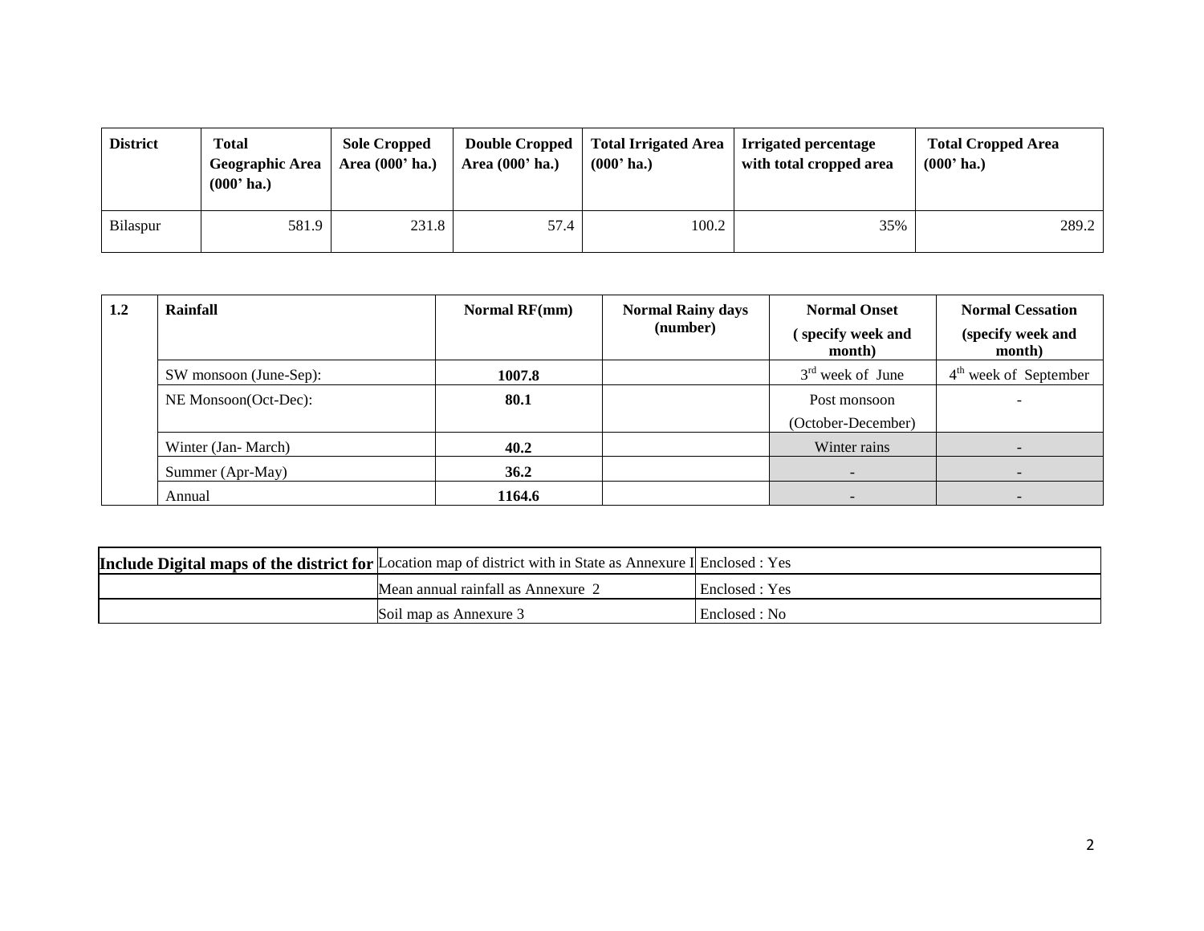| District | Total Geographic Area (000' ha.) | Sole Cropped Area (000' ha.) | Double Cropped Area (000' ha.) | Total Irrigated Area (000' ha.) | Irrigated percentage with total cropped area | Total Cropped Area (000' ha.) |
|---|---|---|---|---|---|---|
| Bilaspur | 581.9 | 231.8 | 57.4 | 100.2 | 35% | 289.2 |

| 1.2 | Rainfall | Normal RF(mm) | Normal Rainy days (number) | Normal Onset ( specify week and month) | Normal Cessation (specify week and month) |
|---|---|---|---|---|---|
| | SW monsoon (June-Sep): | **1007.8** | | 3rd week of June | 4th week of September |
| | NE Monsoon(Oct-Dec): | **80.1** | | Post monsoon (October-December) | - |
| | Winter (Jan- March) | **40.2** | | Winter rains | - |
| | Summer (Apr-May) | **36.2** | | - | - |
| | Annual | **1164.6** | | - | - |

| **Include Digital maps of the district for** | Location map of district with in State as Annexure I | Enclosed : Yes |
|---|---|---|
| | Mean annual rainfall as Annexure 2 | Enclosed : Yes |
| | Soil map as Annexure 3 | Enclosed : No |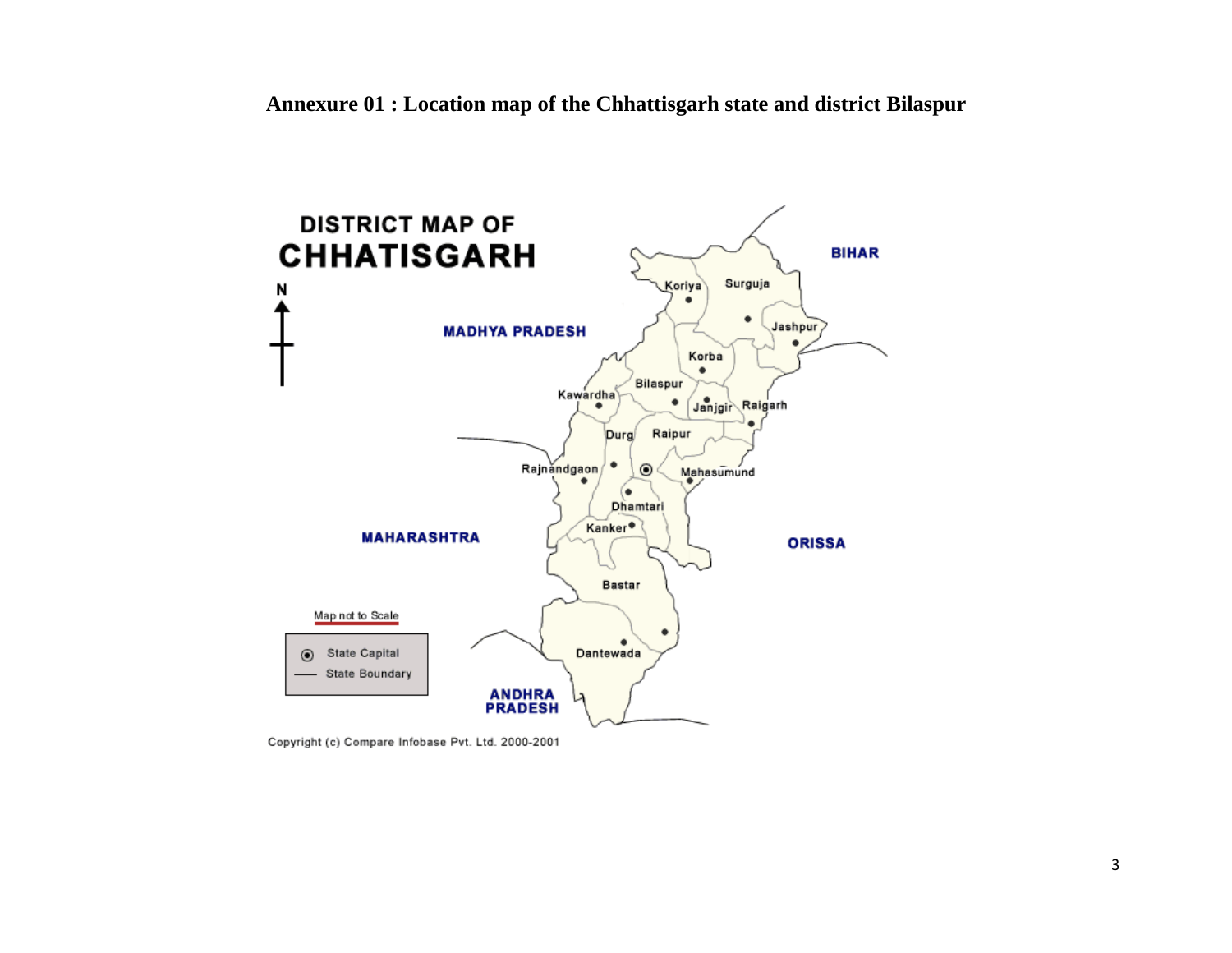**Annexure 01 : Location map of the Chhattisgarh state and district Bilaspur**

DISTRICT MAP OF
CHHATISGARH

N

BIHAR

MADHYA PRADESH

Koriya, Surguja, Jashpur, Korba, Bilaspur, Kawardha, Janjgir, Raigarh, Durg, Raipur, Rajnandgaon, Mahasumund, Dhamtari, Kanker, Bastar, Dantewada

MAHARASHTRA

ORISSA

ANDHRA PRADESH

Map not to Scale

◉ State Capital
—— State Boundary

Copyright (c) Compare Infobase Pvt. Ltd. 2000-2001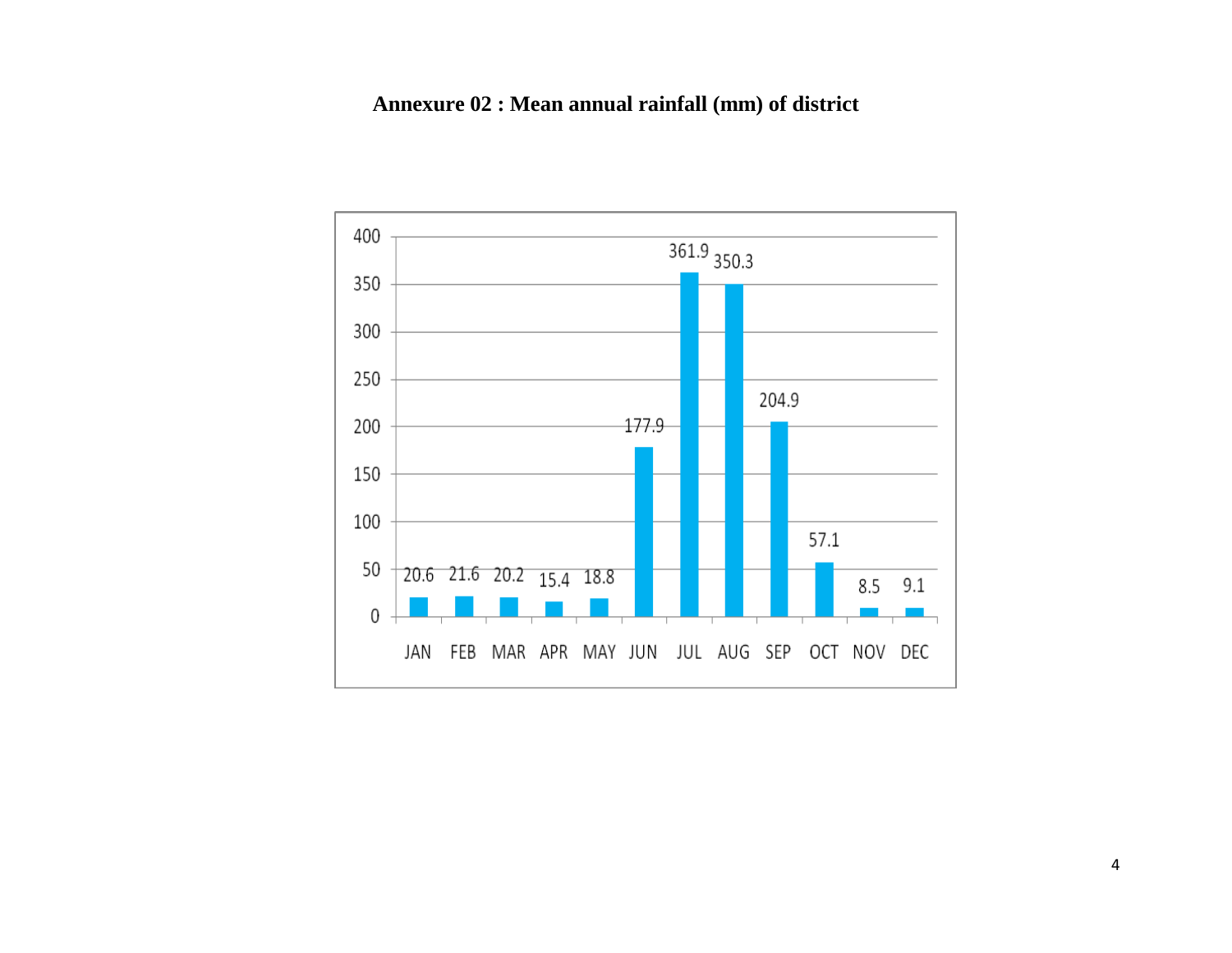**Annexure 02 : Mean annual rainfall (mm) of district**

| Month | Rainfall (mm) |
|---|---|
| JAN | 20.6 |
| FEB | 21.6 |
| MAR | 20.2 |
| APR | 15.4 |
| MAY | 18.8 |
| JUN | 177.9 |
| JUL | 361.9 |
| AUG | 350.3 |
| SEP | 204.9 |
| OCT | 57.1 |
| NOV | 8.5 |
| DEC | 9.1 |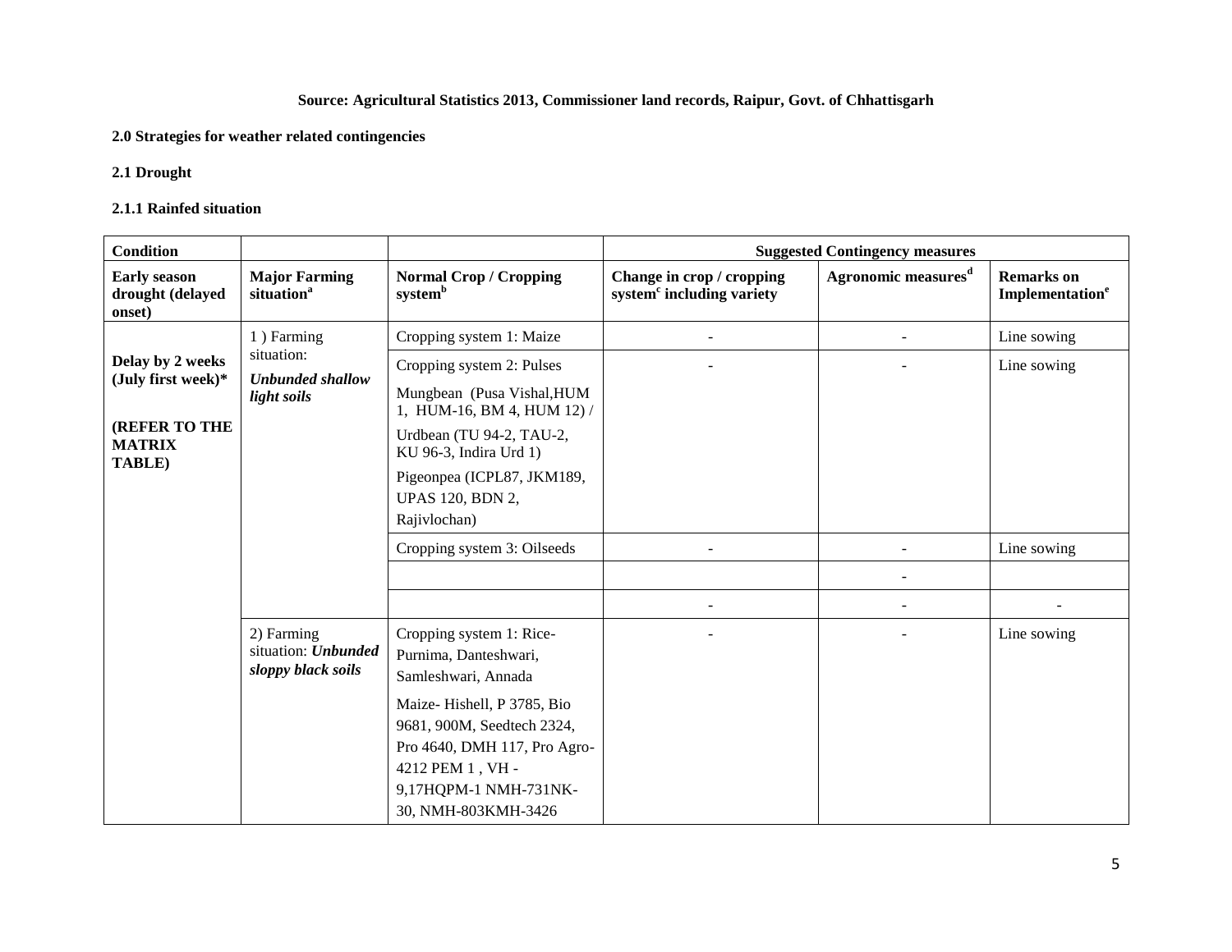**Source: Agricultural Statistics 2013, Commissioner land records, Raipur, Govt. of Chhattisgarh**

**2.0 Strategies for weather related contingencies**

**2.1 Drought**

**2.1.1 Rainfed situation**

| **Condition** | | | **Suggested Contingency measures** | | |
|---|---|---|---|---|---|
| **Early season drought (delayed onset)** | **Major Farming situation[a]** | **Normal Crop / Cropping system[b]** | **Change in crop / cropping system[c] including variety** | **Agronomic measures[d]** | **Remarks on Implementation[e]** |
| **Delay by 2 weeks (July first week)\*** <br><br> **(REFER TO THE MATRIX TABLE)** | 1 ) Farming situation: ***Unbunded shallow light soils*** | Cropping system 1: Maize | - | - | Line sowing |
| | | Cropping system 2: Pulses <br> Mungbean (Pusa Vishal,HUM 1, HUM-16, BM 4, HUM 12) / <br> Urdbean (TU 94-2, TAU-2, KU 96-3, Indira Urd 1) <br> Pigeonpea (ICPL87, JKM189, UPAS 120, BDN 2, Rajivlochan) | - | - | Line sowing |
| | | Cropping system 3: Oilseeds | - | - | Line sowing |
| | | | | - | |
| | | | - | - | - |
| | 2) Farming situation: ***Unbunded sloppy black soils*** | Cropping system 1: Rice- Purnima, Danteshwari, Samleshwari, Annada <br> Maize- Hishell, P 3785, Bio 9681, 900M, Seedtech 2324, Pro 4640, DMH 117, Pro Agro-4212 PEM 1 , VH - 9,17HQPM-1 NMH-731NK-30, NMH-803KMH-3426 | - | - | Line sowing |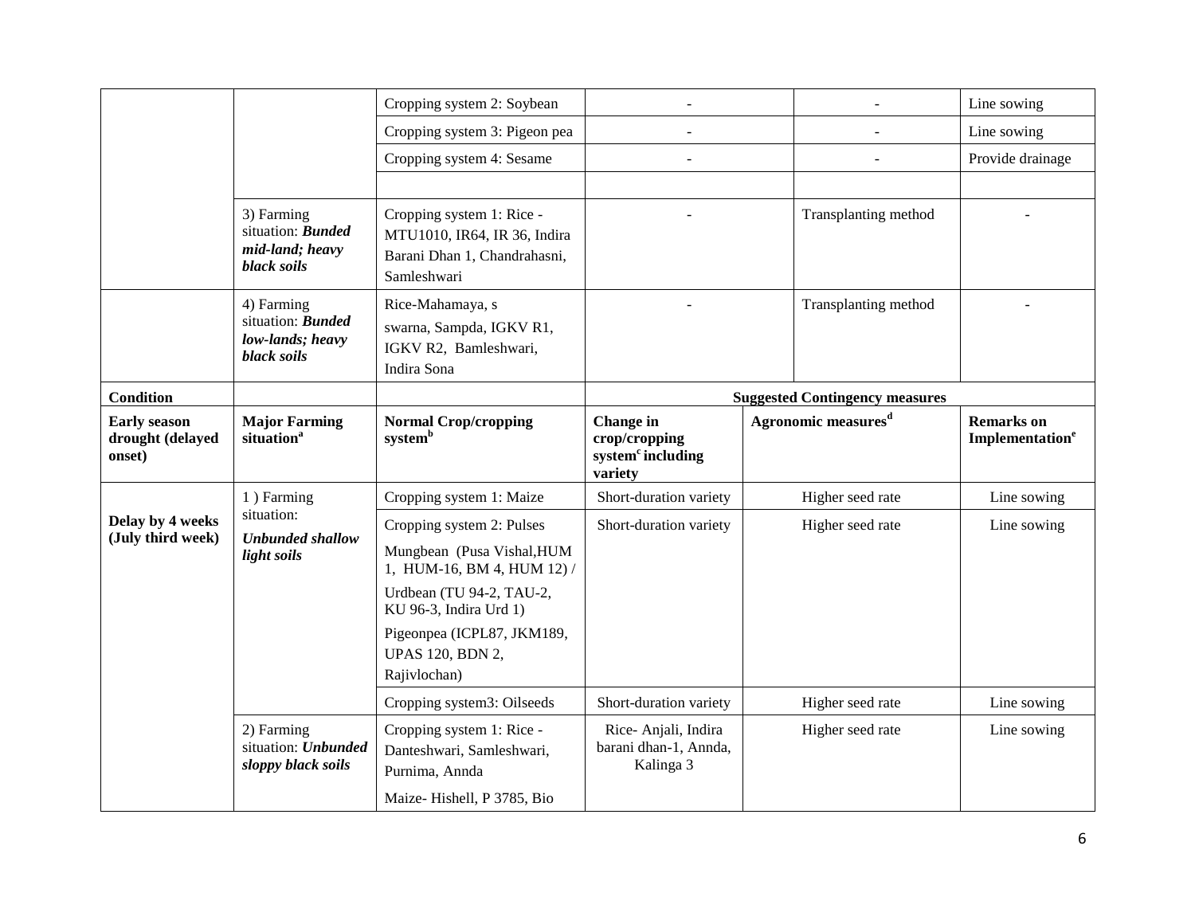| | | Cropping system 2: Soybean | - | - | Line sowing |
|---|---|---|---|---|---|
| | | Cropping system 3: Pigeon pea | - | - | Line sowing |
| | | Cropping system 4: Sesame | - | - | Provide drainage |
| | | | | | |
| | 3) Farming situation: ***Bunded mid-land; heavy black soils*** | Cropping system 1: Rice - MTU1010, IR64, IR 36, Indira Barani Dhan 1, Chandrahasni, Samleshwari | - | Transplanting method | - |
| | 4) Farming situation: ***Bunded low-lands; heavy black soils*** | Rice-Mahamaya, s swarna, Sampda, IGKV R1, IGKV R2, Bamleshwari, Indira Sona | - | Transplanting method | - |

| **Condition** | | | **Suggested Contingency measures** | | |
|---|---|---|---|---|---|
| **Early season drought (delayed onset)** | **Major Farming situation**[a] | **Normal Crop/cropping system**[b] | **Change in crop/cropping system**[c] **including variety** | **Agronomic measures**[d] | **Remarks on Implementation**[e] |
| **Delay by 4 weeks (July third week)** | 1 ) Farming situation: ***Unbunded shallow light soils*** | Cropping system 1: Maize | Short-duration variety | Higher seed rate | Line sowing |
| | | Cropping system 2: Pulses<br>Mungbean (Pusa Vishal,HUM 1, HUM-16, BM 4, HUM 12) /<br>Urdbean (TU 94-2, TAU-2, KU 96-3, Indira Urd 1)<br>Pigeonpea (ICPL87, JKM189, UPAS 120, BDN 2, Rajivlochan) | Short-duration variety | Higher seed rate | Line sowing |
| | | Cropping system3: Oilseeds | Short-duration variety | Higher seed rate | Line sowing |
| | 2) Farming situation: ***Unbunded sloppy black soils*** | Cropping system 1: Rice - Danteshwari, Samleshwari, Purnima, Annda<br>Maize- Hishell, P 3785, Bio | Rice- Anjali, Indira barani dhan-1, Annda, Kalinga 3 | Higher seed rate | Line sowing |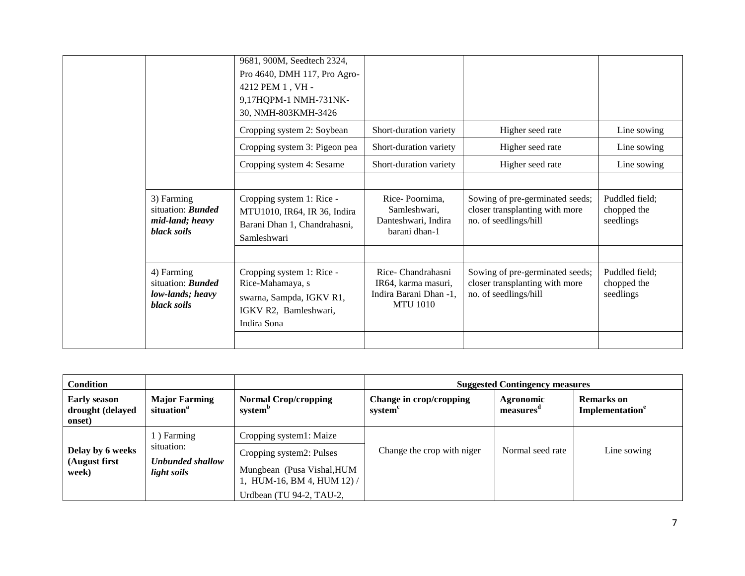| | | | | | |
|---|---|---|---|---|---|
| | | 9681, 900M, Seedtech 2324, Pro 4640, DMH 117, Pro Agro-4212 PEM 1 , VH - 9,17HQPM-1 NMH-731NK-30, NMH-803KMH-3426 | | | |
| | | Cropping system 2: Soybean | Short-duration variety | Higher seed rate | Line sowing |
| | | Cropping system 3: Pigeon pea | Short-duration variety | Higher seed rate | Line sowing |
| | | Cropping system 4: Sesame | Short-duration variety | Higher seed rate | Line sowing |
| | | | | | |
| | 3) Farming situation: ***Bunded mid-land; heavy black soils*** | Cropping system 1: Rice - MTU1010, IR64, IR 36, Indira Barani Dhan 1, Chandrahasni, Samleshwari | Rice- Poornima, Samleshwari, Danteshwari, Indira barani dhan-1 | Sowing of pre-germinated seeds; closer transplanting with more no. of seedlings/hill | Puddled field; chopped the seedlings |
| | | | | | |
| | 4) Farming situation: ***Bunded low-lands; heavy black soils*** | Cropping system 1: Rice - Rice-Mahamaya, s swarna, Sampda, IGKV R1, IGKV R2, Bamleshwari, Indira Sona | Rice- Chandrahasni IR64, karma masuri, Indira Barani Dhan -1, MTU 1010 | Sowing of pre-germinated seeds; closer transplanting with more no. of seedlings/hill | Puddled field; chopped the seedlings |
| | | | | | |

| **Condition** | | | **Suggested Contingency measures** | | |
|---|---|---|---|---|---|
| **Early season drought (delayed onset)** | **Major Farming situation[a]** | **Normal Crop/cropping system[b]** | **Change in crop/cropping system[c]** | **Agronomic measures[d]** | **Remarks on Implementation[e]** |
| **Delay by 6 weeks (August first week)** | 1 ) Farming situation: ***Unbunded shallow light soils*** | Cropping system1: Maize | Change the crop with niger | Normal seed rate | Line sowing |
| | | Cropping system2: Pulses Mungbean (Pusa Vishal,HUM 1, HUM-16, BM 4, HUM 12) / Urdbean (TU 94-2, TAU-2, | | | |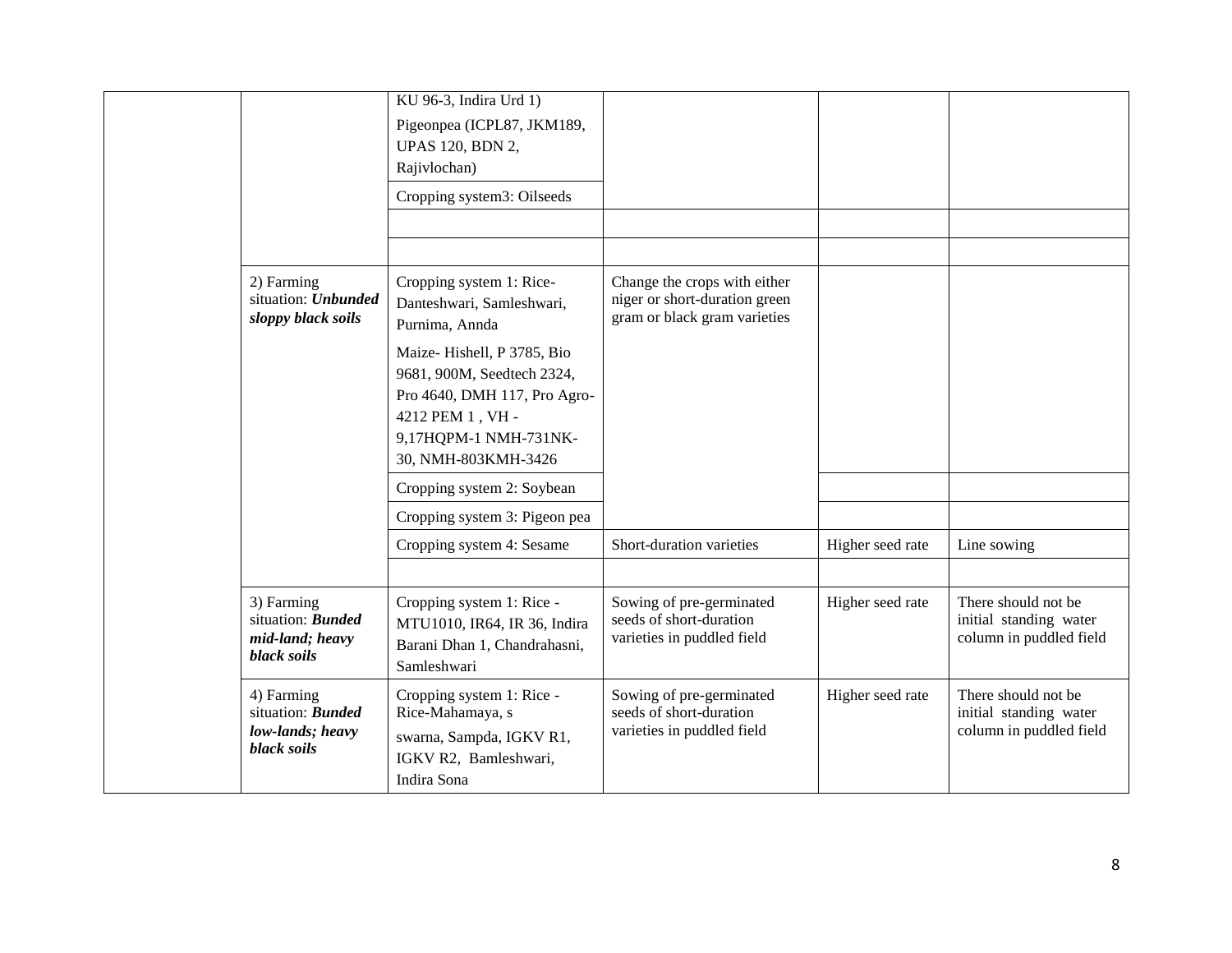| | | | | | |
|---|---|---|---|---|---|
| | | KU 96-3, Indira Urd 1) Pigeonpea (ICPL87, JKM189, UPAS 120, BDN 2, Rajivlochan) | | | |
| | | Cropping system3: Oilseeds | | | |
| | | | | | |
| | | | | | |
| | 2) Farming situation: ***Unbunded sloppy black soils*** | Cropping system 1: Rice- Danteshwari, Samleshwari, Purnima, Annda<br>Maize- Hishell, P 3785, Bio 9681, 900M, Seedtech 2324, Pro 4640, DMH 117, Pro Agro-4212 PEM 1 , VH - 9,17HQPM-1 NMH-731NK-30, NMH-803KMH-3426 | Change the crops with either niger or short-duration green gram or black gram varieties | | |
| | | Cropping system 2: Soybean | | | |
| | | Cropping system 3: Pigeon pea | | | |
| | | Cropping system 4: Sesame | Short-duration varieties | Higher seed rate | Line sowing |
| | | | | | |
| | 3) Farming situation: ***Bunded mid-land; heavy black soils*** | Cropping system 1: Rice - MTU1010, IR64, IR 36, Indira Barani Dhan 1, Chandrahasni, Samleshwari | Sowing of pre-germinated seeds of short-duration varieties in puddled field | Higher seed rate | There should not be initial standing water column in puddled field |
| | 4) Farming situation: ***Bunded low-lands; heavy black soils*** | Cropping system 1: Rice - Rice-Mahamaya, s swarna, Sampda, IGKV R1, IGKV R2, Bamleshwari, Indira Sona | Sowing of pre-germinated seeds of short-duration varieties in puddled field | Higher seed rate | There should not be initial standing water column in puddled field |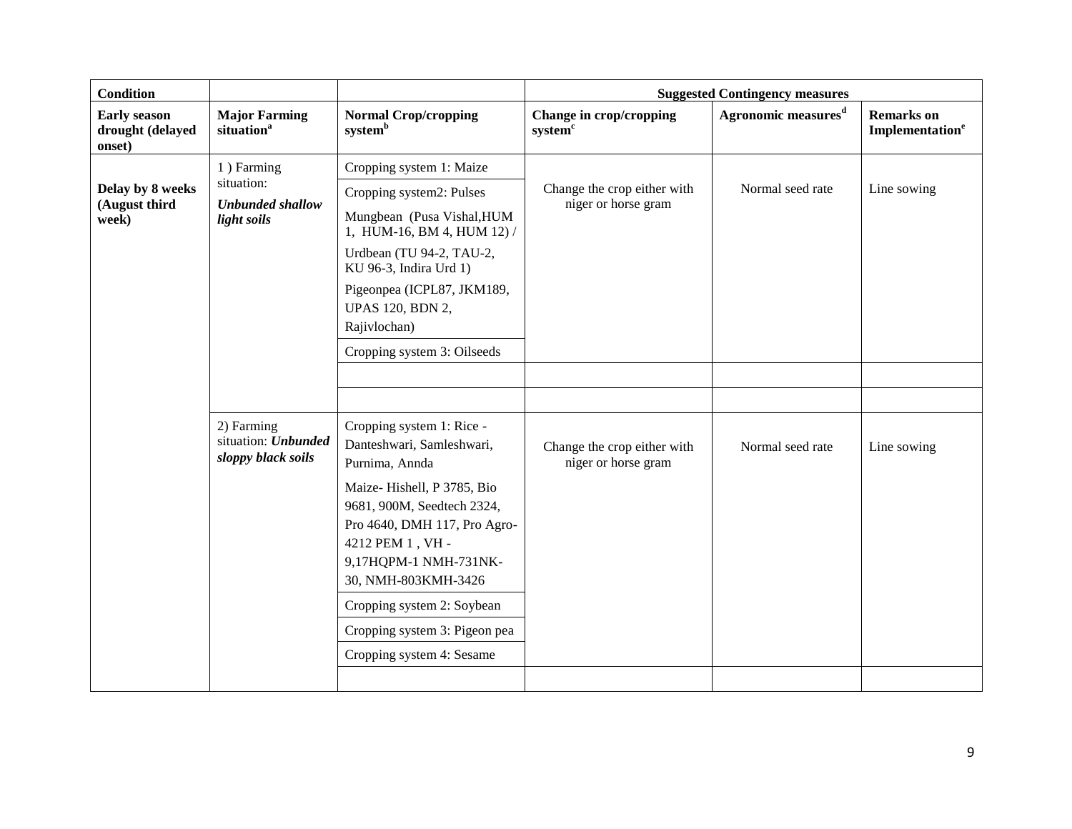| Condition | | | Suggested Contingency measures | | |
|---|---|---|---|---|---|
| **Early season drought (delayed onset)** | **Major Farming situation[a]** | **Normal Crop/cropping system[b]** | **Change in crop/cropping system[c]** | **Agronomic measures[d]** | **Remarks on Implementation[e]** |
| **Delay by 8 weeks (August third week)** | 1 ) Farming situation: ***Unbunded shallow light soils*** | Cropping system 1: Maize | Change the crop either with niger or horse gram | Normal seed rate | Line sowing |
| | | Cropping system2: Pulses<br>Mungbean (Pusa Vishal,HUM 1, HUM-16, BM 4, HUM 12) /<br>Urdbean (TU 94-2, TAU-2, KU 96-3, Indira Urd 1)<br>Pigeonpea (ICPL87, JKM189, UPAS 120, BDN 2, Rajivlochan) | | | |
| | | Cropping system 3: Oilseeds | | | |
| | | | | | |
| | | | | | |
| | 2) Farming situation: ***Unbunded sloppy black soils*** | Cropping system 1: Rice - Danteshwari, Samleshwari, Purnima, Annda<br>Maize- Hishell, P 3785, Bio 9681, 900M, Seedtech 2324, Pro 4640, DMH 117, Pro Agro-4212 PEM 1 , VH - 9,17HQPM-1 NMH-731NK-30, NMH-803KMH-3426 | Change the crop either with niger or horse gram | Normal seed rate | Line sowing |
| | | Cropping system 2: Soybean | | | |
| | | Cropping system 3: Pigeon pea | | | |
| | | Cropping system 4: Sesame | | | |
| | | | | | |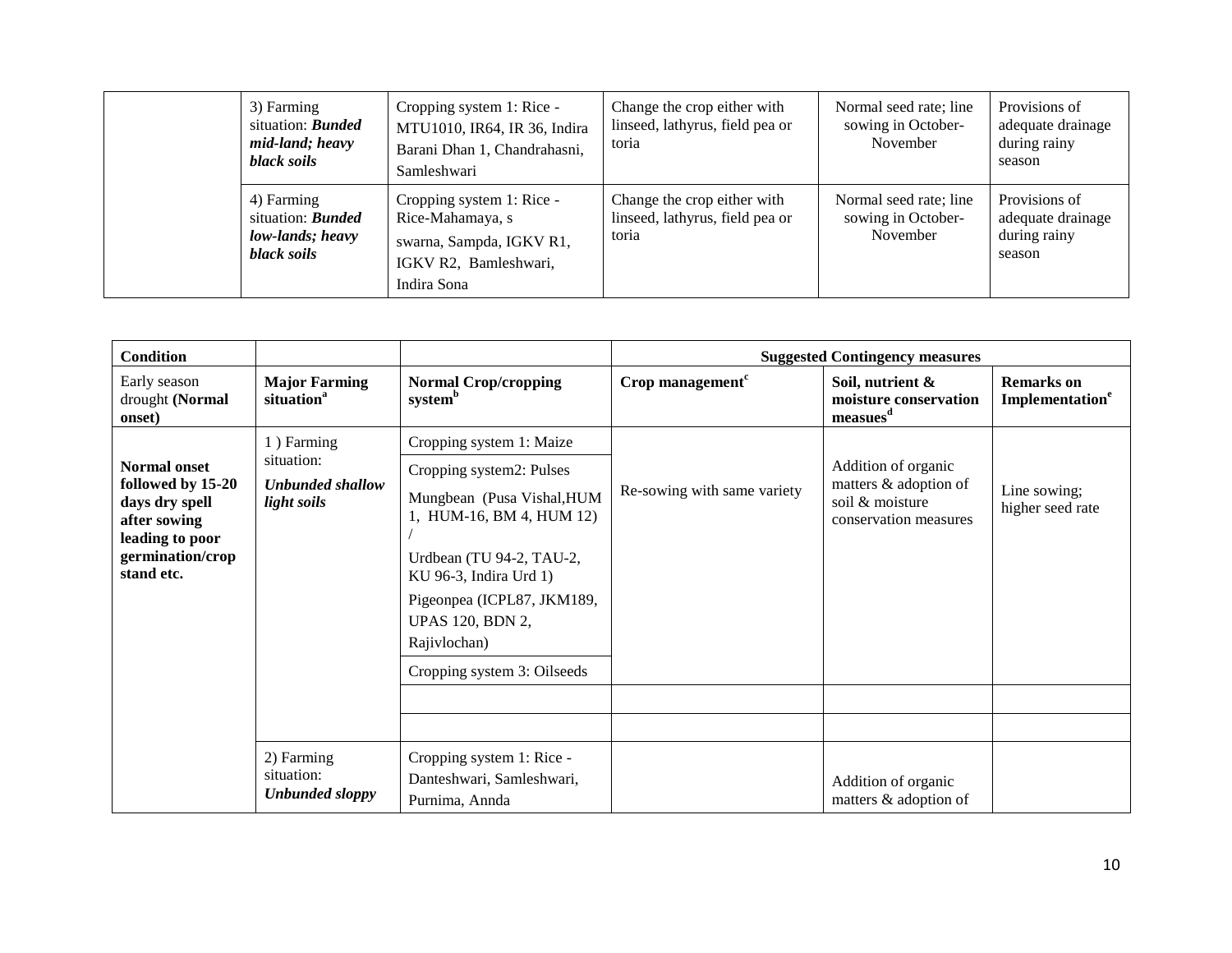| | 3) Farming situation: ***Bunded mid-land; heavy black soils*** | Cropping system 1: Rice - MTU1010, IR64, IR 36, Indira Barani Dhan 1, Chandrahasni, Samleshwari | Change the crop either with linseed, lathyrus, field pea or toria | Normal seed rate; line sowing in October-November | Provisions of adequate drainage during rainy season |
|---|---|---|---|---|---|
| | 4) Farming situation: ***Bunded low-lands; heavy black soils*** | Cropping system 1: Rice - Rice-Mahamaya, s swarna, Sampda, IGKV R1, IGKV R2, Bamleshwari, Indira Sona | Change the crop either with linseed, lathyrus, field pea or toria | Normal seed rate; line sowing in October-November | Provisions of adequate drainage during rainy season |

| **Condition** | | | **Suggested Contingency measures** | | |
|---|---|---|---|---|---|
| Early season drought **(Normal onset)** | **Major Farming situation**[a] | **Normal Crop/cropping system**[b] | **Crop management**[c] | **Soil, nutrient & moisture conservation measues**[d] | **Remarks on Implementation**[e] |
| **Normal onset followed by 15-20 days dry spell after sowing leading to poor germination/crop stand etc.** | 1 ) Farming situation: ***Unbunded shallow light soils*** | Cropping system 1: Maize | Re-sowing with same variety | Addition of organic matters & adoption of soil & moisture conservation measures | Line sowing; higher seed rate |
| | | Cropping system2: Pulses Mungbean (Pusa Vishal,HUM 1, HUM-16, BM 4, HUM 12) / Urdbean (TU 94-2, TAU-2, KU 96-3, Indira Urd 1) Pigeonpea (ICPL87, JKM189, UPAS 120, BDN 2, Rajivlochan) | | | |
| | | Cropping system 3: Oilseeds | | | |
| | | | | | |
| | | | | | |
| | 2) Farming situation: ***Unbunded sloppy*** | Cropping system 1: Rice - Danteshwari, Samleshwari, Purnima, Annda | | Addition of organic matters & adoption of | |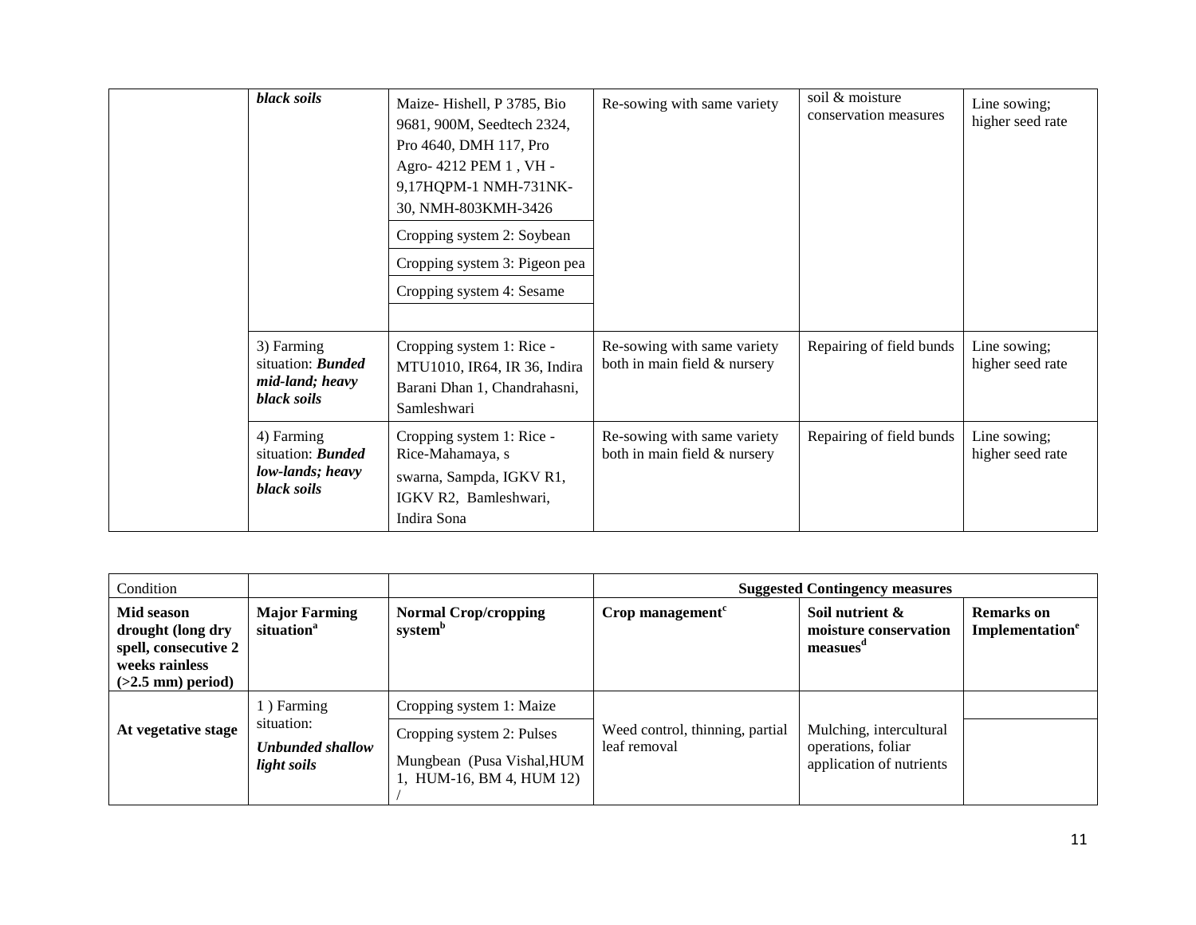| | *black soils* | Maize- Hishell, P 3785, Bio 9681, 900M, Seedtech 2324, Pro 4640, DMH 117, Pro Agro- 4212 PEM 1 , VH - 9,17HQPM-1 NMH-731NK-30, NMH-803KMH-3426 | Re-sowing with same variety | soil & moisture conservation measures | Line sowing; higher seed rate |
|---|---|---|---|---|---|
| | | Cropping system 2: Soybean | | | |
| | | Cropping system 3: Pigeon pea | | | |
| | | Cropping system 4: Sesame | | | |
| | | | | | |
| | 3) Farming situation: ***Bunded mid-land; heavy black soils*** | Cropping system 1: Rice - MTU1010, IR64, IR 36, Indira Barani Dhan 1, Chandrahasni, Samleshwari | Re-sowing with same variety both in main field & nursery | Repairing of field bunds | Line sowing; higher seed rate |
| | 4) Farming situation: ***Bunded low-lands; heavy black soils*** | Cropping system 1: Rice - Rice-Mahamaya, s swarna, Sampda, IGKV R1, IGKV R2, Bamleshwari, Indira Sona | Re-sowing with same variety both in main field & nursery | Repairing of field bunds | Line sowing; higher seed rate |

| Condition | | | **Suggested Contingency measures** | | |
|---|---|---|---|---|---|
| **Mid season drought (long dry spell, consecutive 2 weeks rainless (>2.5 mm) period)** | **Major Farming situation[a]** | **Normal Crop/cropping system[b]** | **Crop management[c]** | **Soil nutrient & moisture conservation measues[d]** | **Remarks on Implementation[e]** |
| **At vegetative stage** | 1 ) Farming situation: ***Unbunded shallow light soils*** | Cropping system 1: Maize | Weed control, thinning, partial leaf removal | Mulching, intercultural operations, foliar application of nutrients | |
| | | Cropping system 2: Pulses<br>Mungbean (Pusa Vishal,HUM 1, HUM-16, BM 4, HUM 12) / | | | |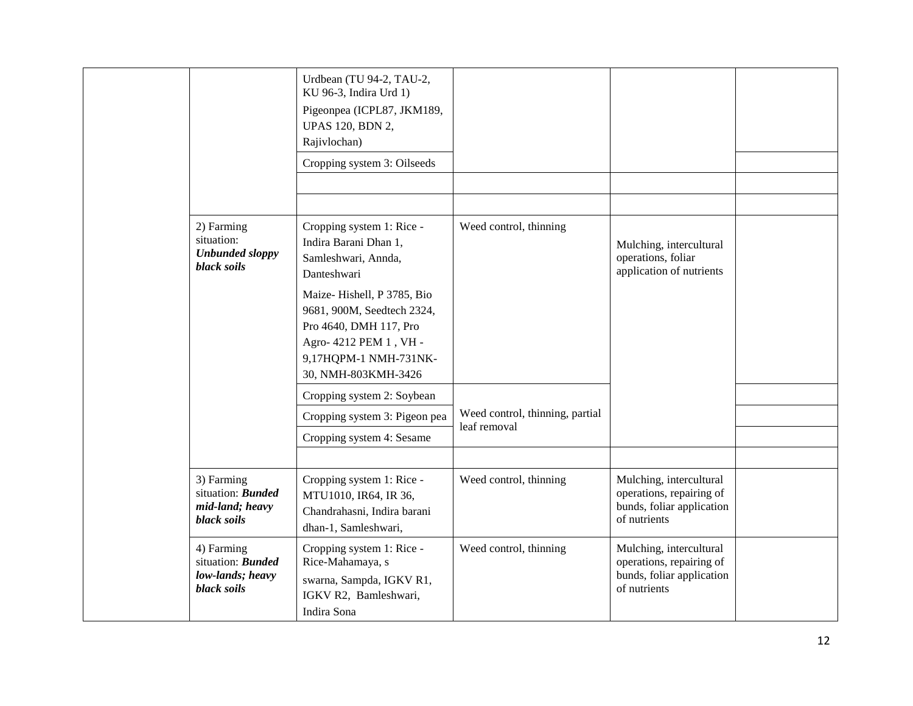| | | | | | |
|---|---|---|---|---|---|
| | | Urdbean (TU 94-2, TAU-2, KU 96-3, Indira Urd 1) Pigeonpea (ICPL87, JKM189, UPAS 120, BDN 2, Rajivlochan) | | | |
| | | Cropping system 3: Oilseeds | | | |
| | | | | | |
| | | | | | |
| | 2) Farming situation: ***Unbunded sloppy black soils*** | Cropping system 1: Rice - Indira Barani Dhan 1, Samleshwari, Annda, Danteshwari Maize- Hishell, P 3785, Bio 9681, 900M, Seedtech 2324, Pro 4640, DMH 117, Pro Agro- 4212 PEM 1 , VH - 9,17HQPM-1 NMH-731NK-30, NMH-803KMH-3426 | Weed control, thinning | Mulching, intercultural operations, foliar application of nutrients | |
| | | Cropping system 2: Soybean | Weed control, thinning, partial leaf removal | | |
| | | Cropping system 3: Pigeon pea | | | |
| | | Cropping system 4: Sesame | | | |
| | | | | | |
| | 3) Farming situation: ***Bunded mid-land; heavy black soils*** | Cropping system 1: Rice - MTU1010, IR64, IR 36, Chandrahasni, Indira barani dhan-1, Samleshwari, | Weed control, thinning | Mulching, intercultural operations, repairing of bunds, foliar application of nutrients | |
| | 4) Farming situation: ***Bunded low-lands; heavy black soils*** | Cropping system 1: Rice - Rice-Mahamaya, s swarna, Sampda, IGKV R1, IGKV R2, Bamleshwari, Indira Sona | Weed control, thinning | Mulching, intercultural operations, repairing of bunds, foliar application of nutrients | |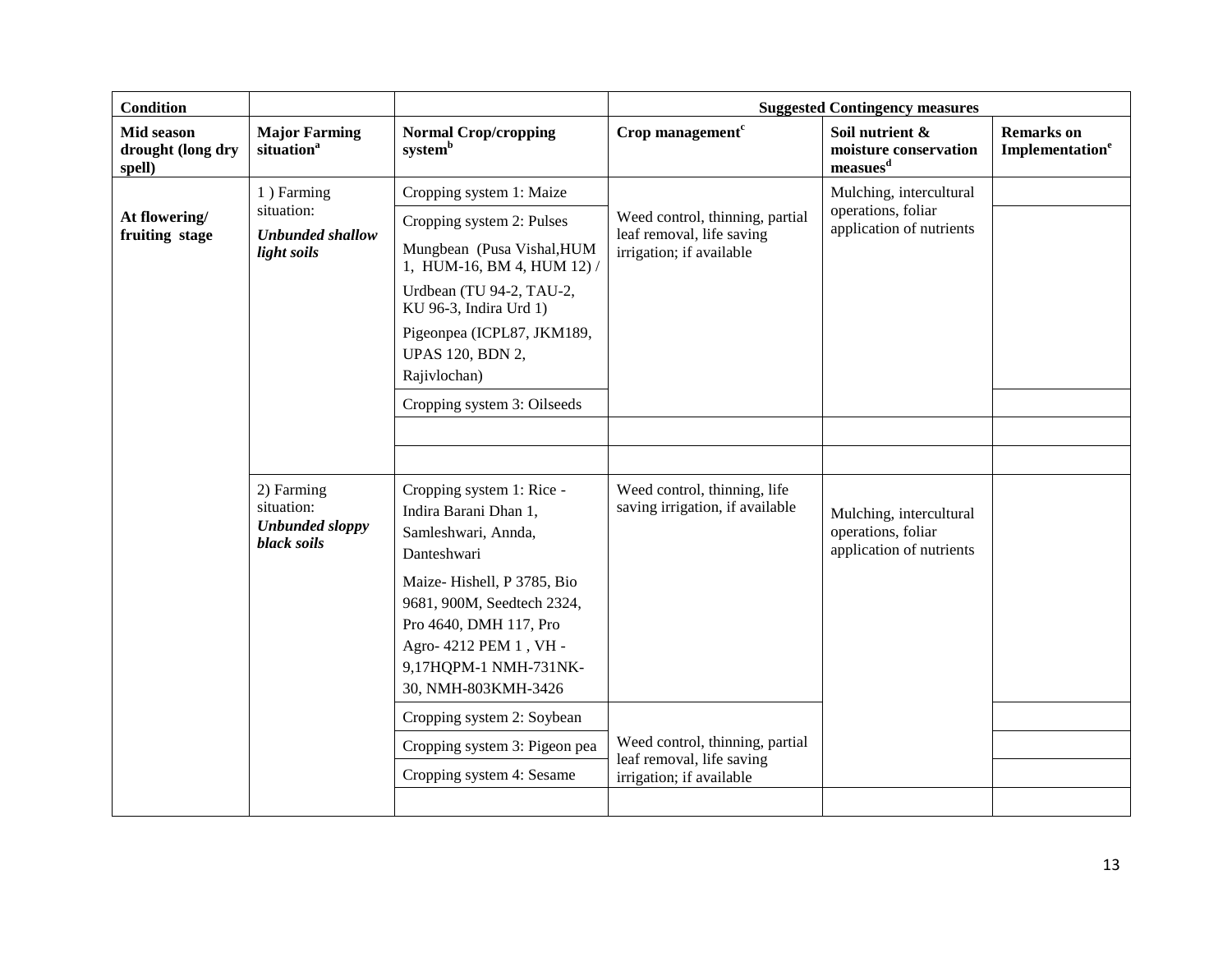| Condition | | | Suggested Contingency measures | | |
|---|---|---|---|---|---|
| Mid season drought (long dry spell) | Major Farming situation[a] | Normal Crop/cropping system[b] | Crop management[c] | Soil nutrient & moisture conservation measues[d] | Remarks on Implementation[e] |
| At flowering/ fruiting stage | 1 ) Farming situation: ***Unbunded shallow light soils*** | Cropping system 1: Maize | Weed control, thinning, partial leaf removal, life saving irrigation; if available | Mulching, intercultural operations, foliar application of nutrients | |
| | | Cropping system 2: Pulses<br>Mungbean (Pusa Vishal,HUM 1, HUM-16, BM 4, HUM 12) /<br>Urdbean (TU 94-2, TAU-2, KU 96-3, Indira Urd 1)<br>Pigeonpea (ICPL87, JKM189, UPAS 120, BDN 2, Rajivlochan) | | | |
| | | Cropping system 3: Oilseeds | | | |
| | | | | | |
| | | | | | |
| | 2) Farming situation: ***Unbunded sloppy black soils*** | Cropping system 1: Rice - Indira Barani Dhan 1, Samleshwari, Annda, Danteshwari<br>Maize- Hishell, P 3785, Bio 9681, 900M, Seedtech 2324, Pro 4640, DMH 117, Pro Agro- 4212 PEM 1 , VH - 9,17HQPM-1 NMH-731NK-30, NMH-803KMH-3426 | Weed control, thinning, life saving irrigation, if available | Mulching, intercultural operations, foliar application of nutrients | |
| | | Cropping system 2: Soybean | Weed control, thinning, partial leaf removal, life saving irrigation; if available | | |
| | | Cropping system 3: Pigeon pea | | | |
| | | Cropping system 4: Sesame | | | |
| | | | | | |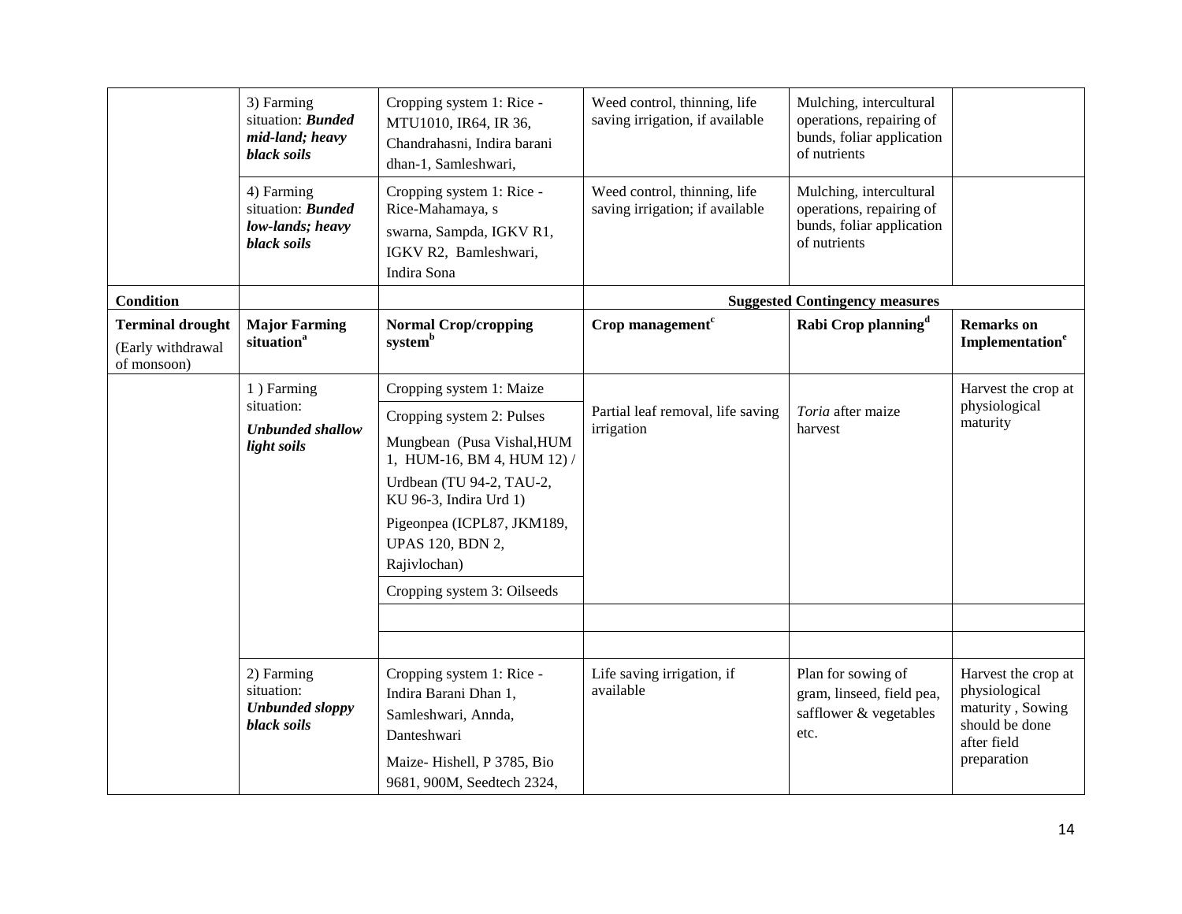| | | | | | |
|---|---|---|---|---|---|
| | 3) Farming situation: ***Bunded mid-land; heavy black soils*** | Cropping system 1: Rice - MTU1010, IR64, IR 36, Chandrahasni, Indira barani dhan-1, Samleshwari, | Weed control, thinning, life saving irrigation, if available | Mulching, intercultural operations, repairing of bunds, foliar application of nutrients | |
| | 4) Farming situation: ***Bunded low-lands; heavy black soils*** | Cropping system 1: Rice - Rice-Mahamaya, s swarna, Sampda, IGKV R1, IGKV R2, Bamleshwari, Indira Sona | Weed control, thinning, life saving irrigation; if available | Mulching, intercultural operations, repairing of bunds, foliar application of nutrients | |
| **Condition** | | | **Suggested Contingency measures** | | |
| **Terminal drought** (Early withdrawal of monsoon) | **Major Farming situation[a]** | **Normal Crop/cropping system[b]** | **Crop management[c]** | **Rabi Crop planning[d]** | **Remarks on Implementation[e]** |
| | 1 ) Farming situation: ***Unbunded shallow light soils*** | Cropping system 1: Maize<br>Cropping system 2: Pulses<br>Mungbean (Pusa Vishal,HUM 1, HUM-16, BM 4, HUM 12) /<br>Urdbean (TU 94-2, TAU-2, KU 96-3, Indira Urd 1)<br>Pigeonpea (ICPL87, JKM189, UPAS 120, BDN 2, Rajivlochan)<br>Cropping system 3: Oilseeds | Partial leaf removal, life saving irrigation | *Toria* after maize harvest | Harvest the crop at physiological maturity |
| | | | | | |
| | | | | | |
| | 2) Farming situation: ***Unbunded sloppy black soils*** | Cropping system 1: Rice - Indira Barani Dhan 1, Samleshwari, Annda, Danteshwari<br>Maize- Hishell, P 3785, Bio 9681, 900M, Seedtech 2324, | Life saving irrigation, if available | Plan for sowing of gram, linseed, field pea, safflower & vegetables etc. | Harvest the crop at physiological maturity , Sowing should be done after field preparation |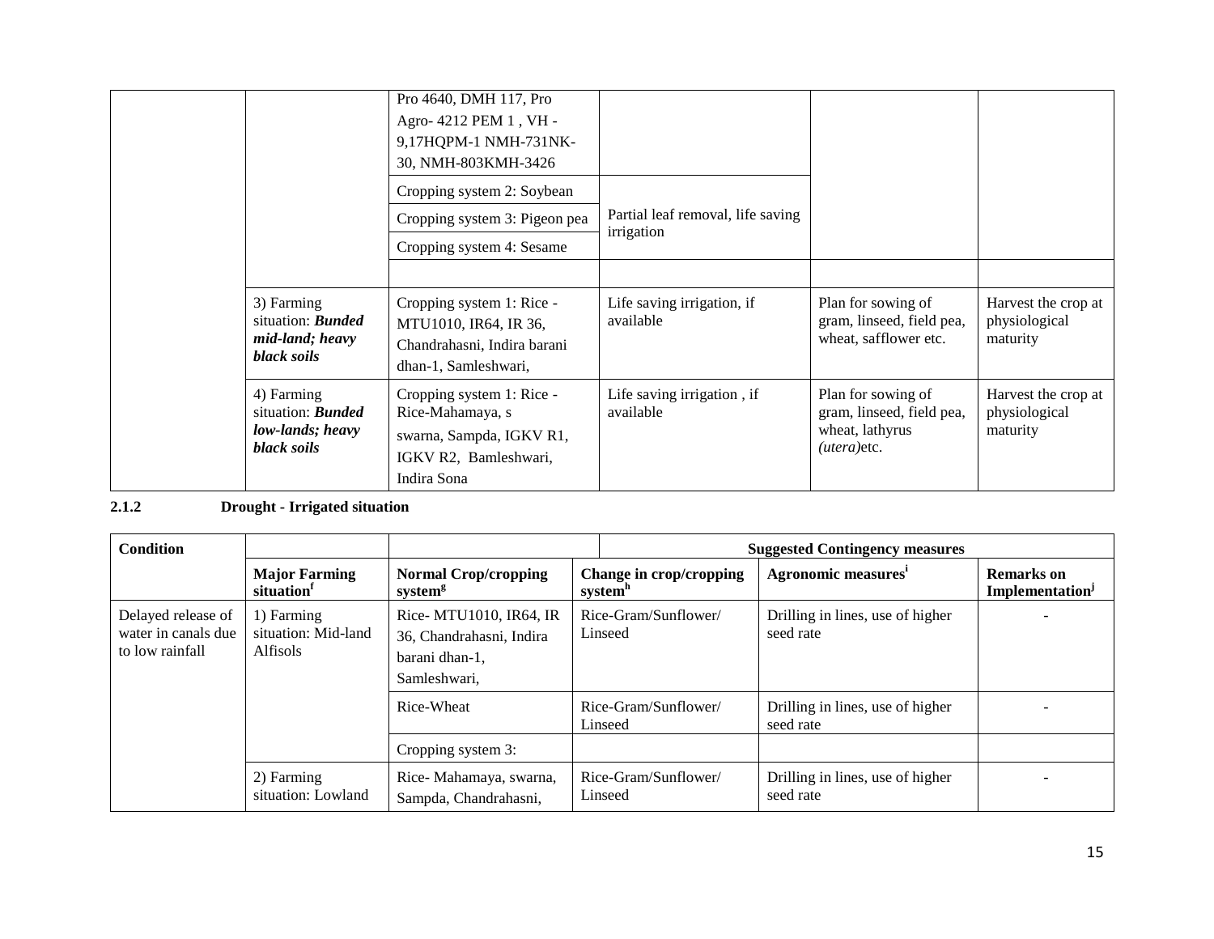| | | | | | |
|---|---|---|---|---|---|
| | | Pro 4640, DMH 117, Pro Agro- 4212 PEM 1 , VH - 9,17HQPM-1 NMH-731NK-30, NMH-803KMH-3426 | | | |
| | | Cropping system 2: Soybean | Partial leaf removal, life saving irrigation | | |
| | | Cropping system 3: Pigeon pea | | | |
| | | Cropping system 4: Sesame | | | |
| | | | | | |
| | 3) Farming situation: ***Bunded mid-land; heavy black soils*** | Cropping system 1: Rice - MTU1010, IR64, IR 36, Chandrahasni, Indira barani dhan-1, Samleshwari, | Life saving irrigation, if available | Plan for sowing of gram, linseed, field pea, wheat, safflower etc. | Harvest the crop at physiological maturity |
| | 4) Farming situation: ***Bunded low-lands; heavy black soils*** | Cropping system 1: Rice - Rice-Mahamaya, s swarna, Sampda, IGKV R1, IGKV R2, Bamleshwari, Indira Sona | Life saving irrigation , if available | Plan for sowing of gram, linseed, field pea, wheat, lathyrus *(utera)*etc. | Harvest the crop at physiological maturity |

**2.1.2 Drought - Irrigated situation**

| Condition | | | Suggested Contingency measures | | |
|---|---|---|---|---|---|
| | **Major Farming situation[f]** | **Normal Crop/cropping system[g]** | **Change in crop/cropping system[h]** | **Agronomic measures[i]** | **Remarks on Implementation[j]** |
| Delayed release of water in canals due to low rainfall | 1) Farming situation: Mid-land Alfisols | Rice- MTU1010, IR64, IR 36, Chandrahasni, Indira barani dhan-1, Samleshwari, | Rice-Gram/Sunflower/ Linseed | Drilling in lines, use of higher seed rate | - |
| | | Rice-Wheat | Rice-Gram/Sunflower/ Linseed | Drilling in lines, use of higher seed rate | - |
| | | Cropping system 3: | | | |
| | 2) Farming situation: Lowland | Rice- Mahamaya, swarna, Sampda, Chandrahasni, | Rice-Gram/Sunflower/ Linseed | Drilling in lines, use of higher seed rate | - |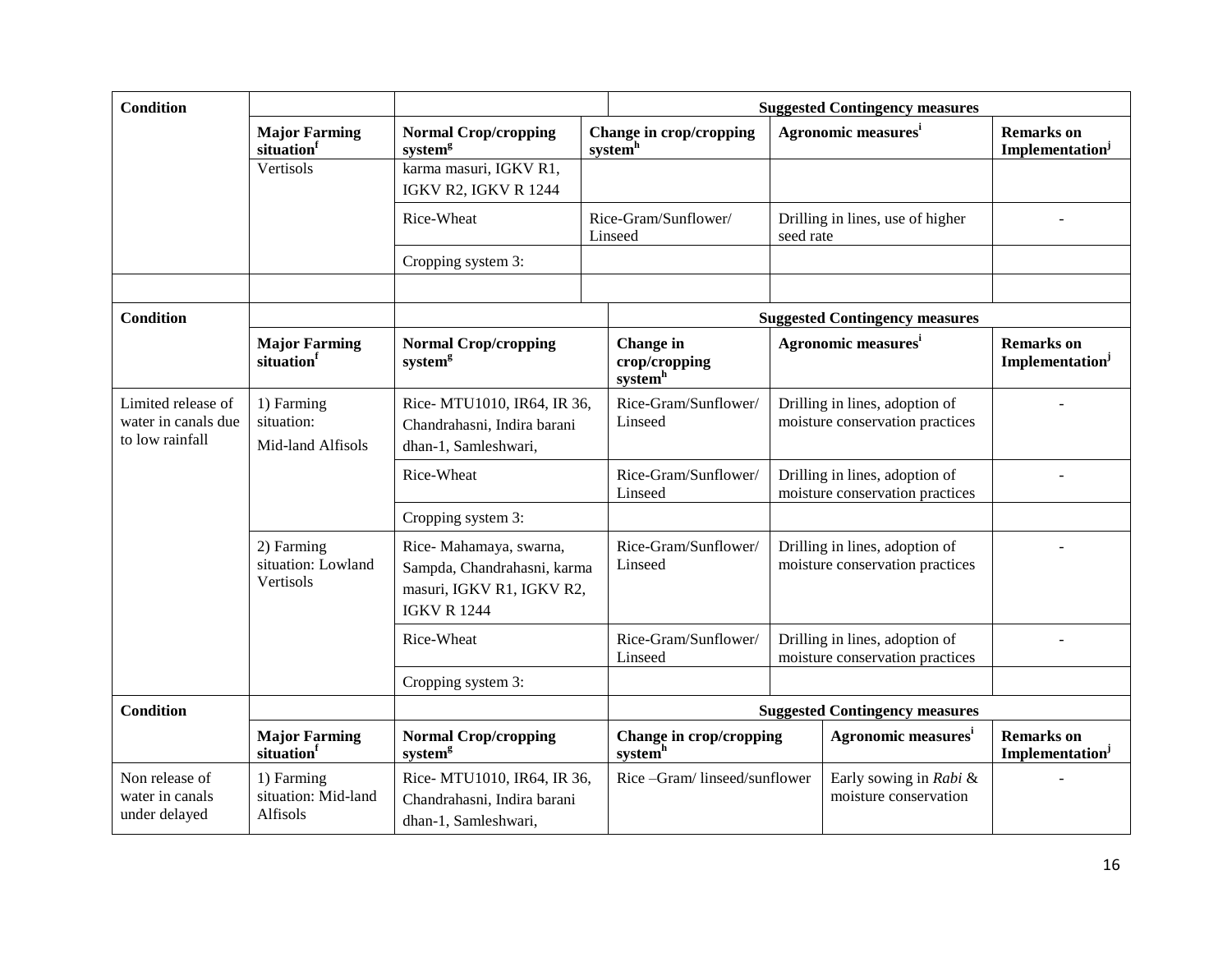| Condition | | | Suggested Contingency measures | | |
|---|---|---|---|---|---|
| | Major Farming situation[f] | Normal Crop/cropping system[g] | Change in crop/cropping system[h] | Agronomic measures[i] | Remarks on Implementation[j] |
| | Vertisols | karma masuri, IGKV R1, IGKV R2, IGKV R 1244 | | | |
| | | Rice-Wheat | Rice-Gram/Sunflower/ Linseed | Drilling in lines, use of higher seed rate | - |
| | | Cropping system 3: | | | |
| | | | | | |

| Condition | | | Suggested Contingency measures | | |
|---|---|---|---|---|---|
| | Major Farming situation[f] | Normal Crop/cropping system[g] | Change in crop/cropping system[h] | Agronomic measures[i] | Remarks on Implementation[j] |
| Limited release of water in canals due to low rainfall | 1) Farming situation: Mid-land Alfisols | Rice- MTU1010, IR64, IR 36, Chandrahasni, Indira barani dhan-1, Samleshwari, | Rice-Gram/Sunflower/ Linseed | Drilling in lines, adoption of moisture conservation practices | - |
| | | Rice-Wheat | Rice-Gram/Sunflower/ Linseed | Drilling in lines, adoption of moisture conservation practices | - |
| | | Cropping system 3: | | | |
| | 2) Farming situation: Lowland Vertisols | Rice- Mahamaya, swarna, Sampda, Chandrahasni, karma masuri, IGKV R1, IGKV R2, IGKV R 1244 | Rice-Gram/Sunflower/ Linseed | Drilling in lines, adoption of moisture conservation practices | - |
| | | Rice-Wheat | Rice-Gram/Sunflower/ Linseed | Drilling in lines, adoption of moisture conservation practices | - |
| | | Cropping system 3: | | | |

| Condition | | | Suggested Contingency measures | | |
|---|---|---|---|---|---|
| | Major Farming situation[f] | Normal Crop/cropping system[g] | Change in crop/cropping system[h] | Agronomic measures[i] | Remarks on Implementation[j] |
| Non release of water in canals under delayed | 1) Farming situation: Mid-land Alfisols | Rice- MTU1010, IR64, IR 36, Chandrahasni, Indira barani dhan-1, Samleshwari, | Rice –Gram/ linseed/sunflower | Early sowing in *Rabi* & moisture conservation | - |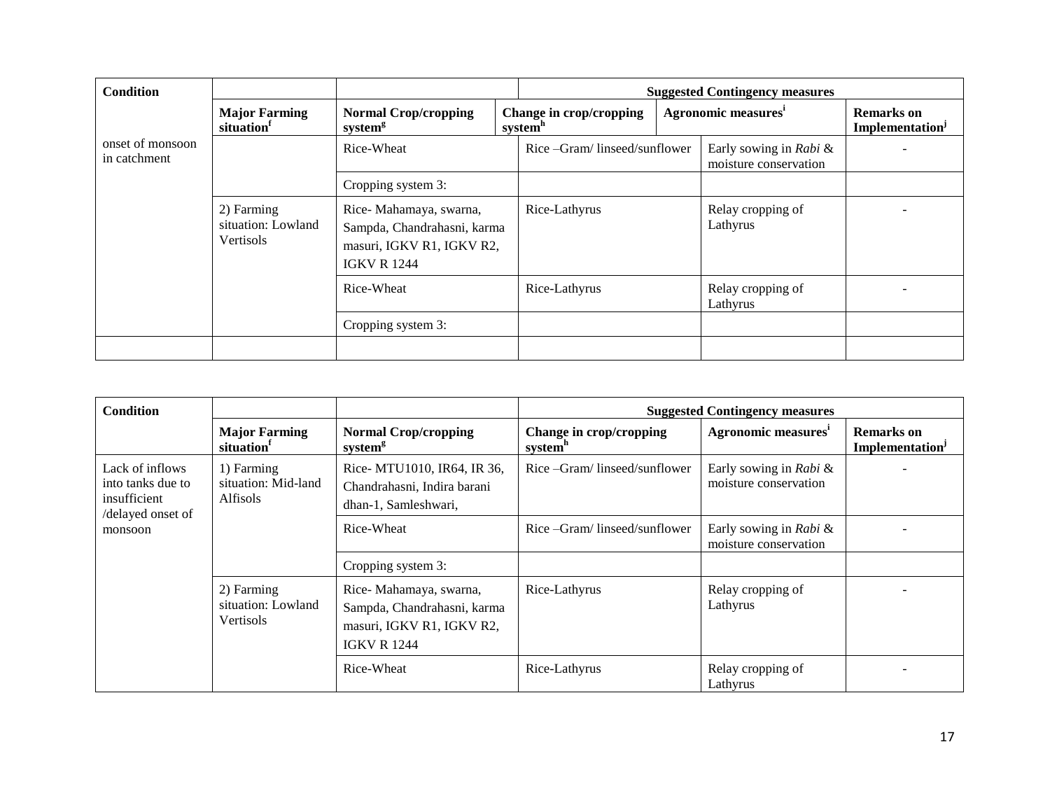| Condition | | | Suggested Contingency measures | | |
|---|---|---|---|---|---|
| | **Major Farming situation[f]** | **Normal Crop/cropping system[g]** | **Change in crop/cropping system[h]** | **Agronomic measures[i]** | **Remarks on Implementation[j]** |
| onset of monsoon in catchment | | Rice-Wheat | Rice –Gram/ linseed/sunflower | Early sowing in *Rabi* & moisture conservation | - |
| | | Cropping system 3: | | | |
| | 2) Farming situation: Lowland Vertisols | Rice- Mahamaya, swarna, Sampda, Chandrahasni, karma masuri, IGKV R1, IGKV R2, IGKV R 1244 | Rice-Lathyrus | Relay cropping of Lathyrus | - |
| | | Rice-Wheat | Rice-Lathyrus | Relay cropping of Lathyrus | - |
| | | Cropping system 3: | | | |
| | | | | | |

| Condition | | | Suggested Contingency measures | | |
|---|---|---|---|---|---|
| | **Major Farming situation[f]** | **Normal Crop/cropping system[g]** | **Change in crop/cropping system[h]** | **Agronomic measures[i]** | **Remarks on Implementation[j]** |
| Lack of inflows into tanks due to insufficient /delayed onset of monsoon | 1) Farming situation: Mid-land Alfisols | Rice- MTU1010, IR64, IR 36, Chandrahasni, Indira barani dhan-1, Samleshwari, | Rice –Gram/ linseed/sunflower | Early sowing in *Rabi* & moisture conservation | - |
| | | Rice-Wheat | Rice –Gram/ linseed/sunflower | Early sowing in *Rabi* & moisture conservation | - |
| | | Cropping system 3: | | | |
| | 2) Farming situation: Lowland Vertisols | Rice- Mahamaya, swarna, Sampda, Chandrahasni, karma masuri, IGKV R1, IGKV R2, IGKV R 1244 | Rice-Lathyrus | Relay cropping of Lathyrus | - |
| | | Rice-Wheat | Rice-Lathyrus | Relay cropping of Lathyrus | - |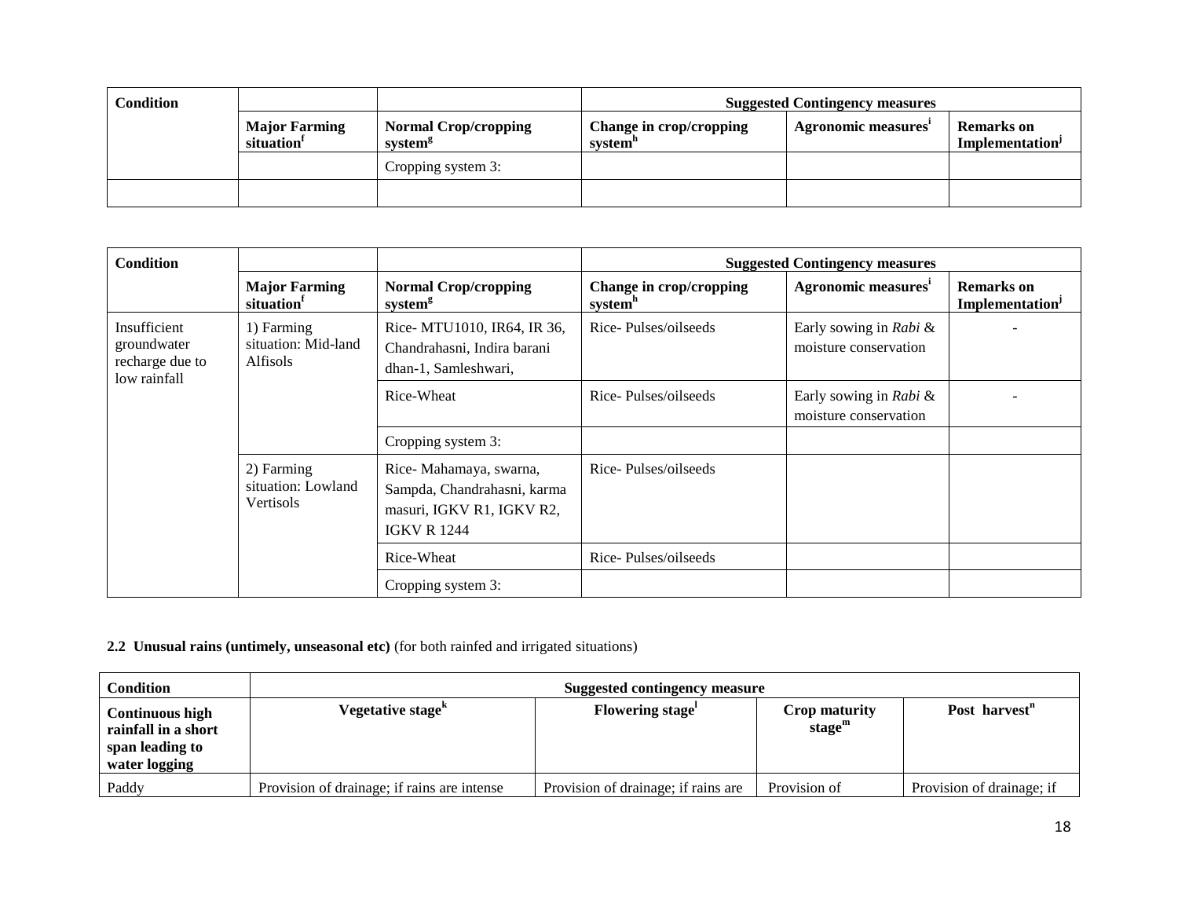| Condition | | | Suggested Contingency measures | | |
|---|---|---|---|---|---|
| | Major Farming situation[f] | Normal Crop/cropping system[g] | Change in crop/cropping system[h] | Agronomic measures[i] | Remarks on Implementation[j] |
| | | Cropping system 3: | | | |
| | | | | | |

| Condition | | | Suggested Contingency measures | | |
|---|---|---|---|---|---|
| | Major Farming situation[f] | Normal Crop/cropping system[g] | Change in crop/cropping system[h] | Agronomic measures[i] | Remarks on Implementation[j] |
| Insufficient groundwater recharge due to low rainfall | 1) Farming situation: Mid-land Alfisols | Rice- MTU1010, IR64, IR 36, Chandrahasni, Indira barani dhan-1, Samleshwari, | Rice- Pulses/oilseeds | Early sowing in *Rabi* & moisture conservation | - |
| | | Rice-Wheat | Rice- Pulses/oilseeds | Early sowing in *Rabi* & moisture conservation | - |
| | | Cropping system 3: | | | |
| | 2) Farming situation: Lowland Vertisols | Rice- Mahamaya, swarna, Sampda, Chandrahasni, karma masuri, IGKV R1, IGKV R2, IGKV R 1244 | Rice- Pulses/oilseeds | | |
| | | Rice-Wheat | Rice- Pulses/oilseeds | | |
| | | Cropping system 3: | | | |

**2.2 Unusual rains (untimely, unseasonal etc)** (for both rainfed and irrigated situations)

| Condition | Suggested contingency measure | | | |
|---|---|---|---|---|
| **Continuous high rainfall in a short span leading to water logging** | **Vegetative stage[k]** | **Flowering stage[l]** | **Crop maturity stage[m]** | **Post harvest[n]** |
| Paddy | Provision of drainage; if rains are intense | Provision of drainage; if rains are | Provision of | Provision of drainage; if |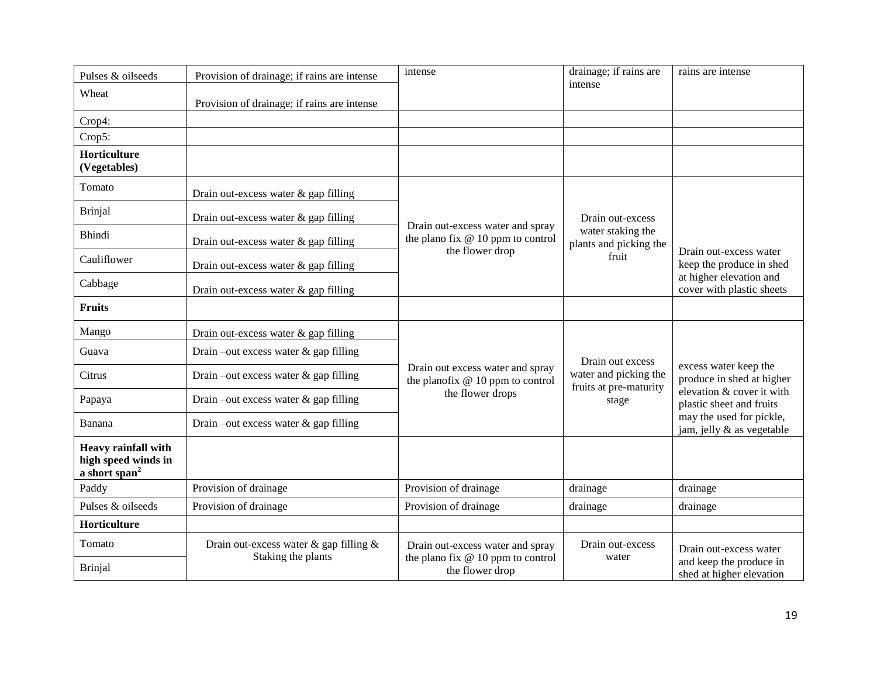| Pulses & oilseeds | Provision of drainage; if rains are intense | intense | drainage; if rains are intense | rains are intense |
|---|---|---|---|---|
| Wheat | Provision of drainage; if rains are intense | | | |
| Crop4: | | | | |
| Crop5: | | | | |
| **Horticulture (Vegetables)** | | | | |
| Tomato | Drain out-excess water & gap filling | Drain out-excess water and spray the plano fix @ 10 ppm to control the flower drop | Drain out-excess water staking the plants and picking the fruit | Drain out-excess water keep the produce in shed at higher elevation and cover with plastic sheets |
| Brinjal | Drain out-excess water & gap filling | | | |
| Bhindi | Drain out-excess water & gap filling | | | |
| Cauliflower | Drain out-excess water & gap filling | | | |
| Cabbage | Drain out-excess water & gap filling | | | |
| **Fruits** | | | | |
| Mango | Drain out-excess water & gap filling | Drain out excess water and spray the planofix @ 10 ppm to control the flower drops | Drain out excess water and picking the fruits at pre-maturity stage | excess water keep the produce in shed at higher elevation & cover it with plastic sheet and fruits may the used for pickle, jam, jelly & as vegetable |
| Guava | Drain –out excess water & gap filling | | | |
| Citrus | Drain –out excess water & gap filling | | | |
| Papaya | Drain –out excess water & gap filling | | | |
| Banana | Drain –out excess water & gap filling | | | |
| **Heavy rainfall with high speed winds in a short span**[2] | | | | |
| Paddy | Provision of drainage | Provision of drainage | drainage | drainage |
| Pulses & oilseeds | Provision of drainage | Provision of drainage | drainage | drainage |
| **Horticulture** | | | | |
| Tomato | Drain out-excess water & gap filling & Staking the plants | Drain out-excess water and spray the plano fix @ 10 ppm to control the flower drop | Drain out-excess water | Drain out-excess water and keep the produce in shed at higher elevation |
| Brinjal | | | | |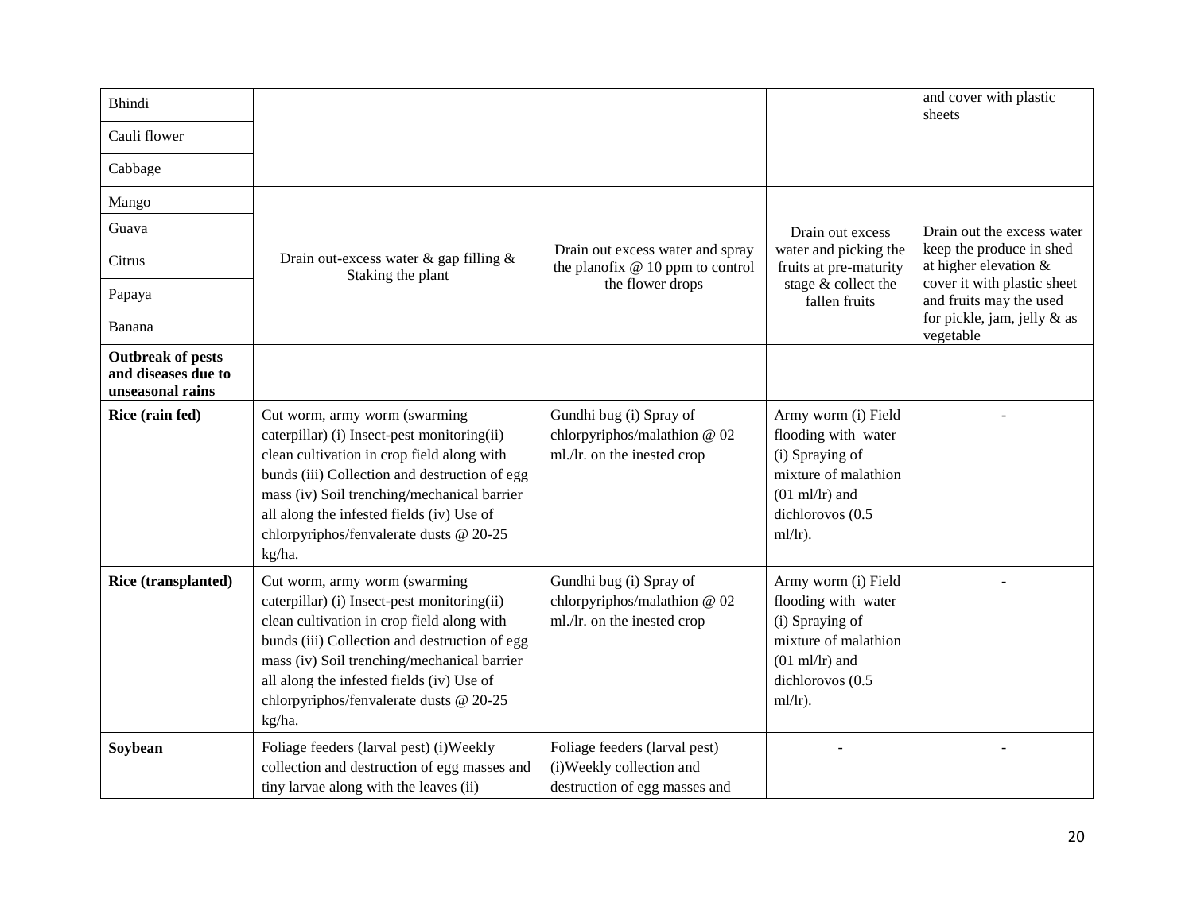| | | | | |
|---|---|---|---|---|
| Bhindi | | | | and cover with plastic sheets |
| Cauli flower | | | | |
| Cabbage | | | | |
| Mango | Drain out-excess water & gap filling & Staking the plant | Drain out excess water and spray the planofix @ 10 ppm to control the flower drops | Drain out excess water and picking the fruits at pre-maturity stage & collect the fallen fruits | Drain out the excess water keep the produce in shed at higher elevation & cover it with plastic sheet and fruits may the used for pickle, jam, jelly & as vegetable |
| Guava | | | | |
| Citrus | | | | |
| Papaya | | | | |
| Banana | | | | |
| **Outbreak of pests and diseases due to unseasonal rains** | | | | |
| **Rice (rain fed)** | Cut worm, army worm (swarming caterpillar) (i) Insect-pest monitoring(ii) clean cultivation in crop field along with bunds (iii) Collection and destruction of egg mass (iv) Soil trenching/mechanical barrier all along the infested fields (iv) Use of chlorpyriphos/fenvalerate dusts @ 20-25 kg/ha. | Gundhi bug (i) Spray of chlorpyriphos/malathion @ 02 ml./lr. on the inested crop | Army worm (i) Field flooding with water (i) Spraying of mixture of malathion (01 ml/lr) and dichlorovos (0.5 ml/lr). | - |
| **Rice (transplanted)** | Cut worm, army worm (swarming caterpillar) (i) Insect-pest monitoring(ii) clean cultivation in crop field along with bunds (iii) Collection and destruction of egg mass (iv) Soil trenching/mechanical barrier all along the infested fields (iv) Use of chlorpyriphos/fenvalerate dusts @ 20-25 kg/ha. | Gundhi bug (i) Spray of chlorpyriphos/malathion @ 02 ml./lr. on the inested crop | Army worm (i) Field flooding with water (i) Spraying of mixture of malathion (01 ml/lr) and dichlorovos (0.5 ml/lr). | - |
| **Soybean** | Foliage feeders (larval pest) (i)Weekly collection and destruction of egg masses and tiny larvae along with the leaves (ii) | Foliage feeders (larval pest) (i)Weekly collection and destruction of egg masses and | - | - |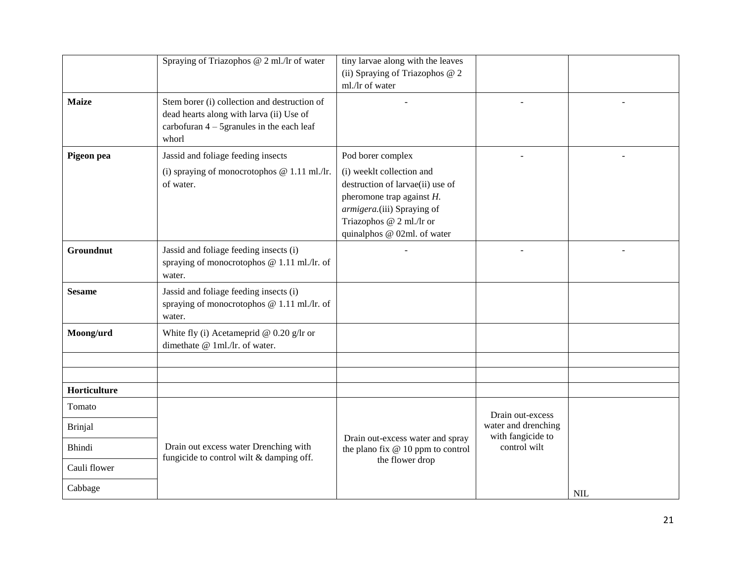|  |  |  |  |  |
|---|---|---|---|---|
|  | Spraying of Triazophos @ 2 ml./lr of water | tiny larvae along with the leaves (ii) Spraying of Triazophos @ 2 ml./lr of water |  |  |
| **Maize** | Stem borer (i) collection and destruction of dead hearts along with larva (ii) Use of carbofuran 4 – 5granules in the each leaf whorl | - | - | - |
| **Pigeon pea** | Jassid and foliage feeding insects (i) spraying of monocrotophos @ 1.11 ml./lr. of water. | Pod borer complex (i) weeklt collection and destruction of larvae(ii) use of pheromone trap against *H. armigera*.(iii) Spraying of Triazophos @ 2 ml./lr or quinalphos @ 02ml. of water | - | - |
| **Groundnut** | Jassid and foliage feeding insects (i) spraying of monocrotophos @ 1.11 ml./lr. of water. | - | - | - |
| **Sesame** | Jassid and foliage feeding insects (i) spraying of monocrotophos @ 1.11 ml./lr. of water. |  |  |  |
| **Moong/urd** | White fly (i) Acetameprid @ 0.20 g/lr or dimethate @ 1ml./lr. of water. |  |  |  |
|  |  |  |  |  |
|  |  |  |  |  |
| **Horticulture** |  |  |  |  |
| Tomato | Drain out excess water Drenching with fungicide to control wilt & damping off. | Drain out-excess water and spray the plano fix @ 10 ppm to control the flower drop | Drain out-excess water and drenching with fungicide to control wilt | NIL |
| Brinjal |  |  |  |  |
| Bhindi |  |  |  |  |
| Cauli flower |  |  |  |  |
| Cabbage |  |  |  |  |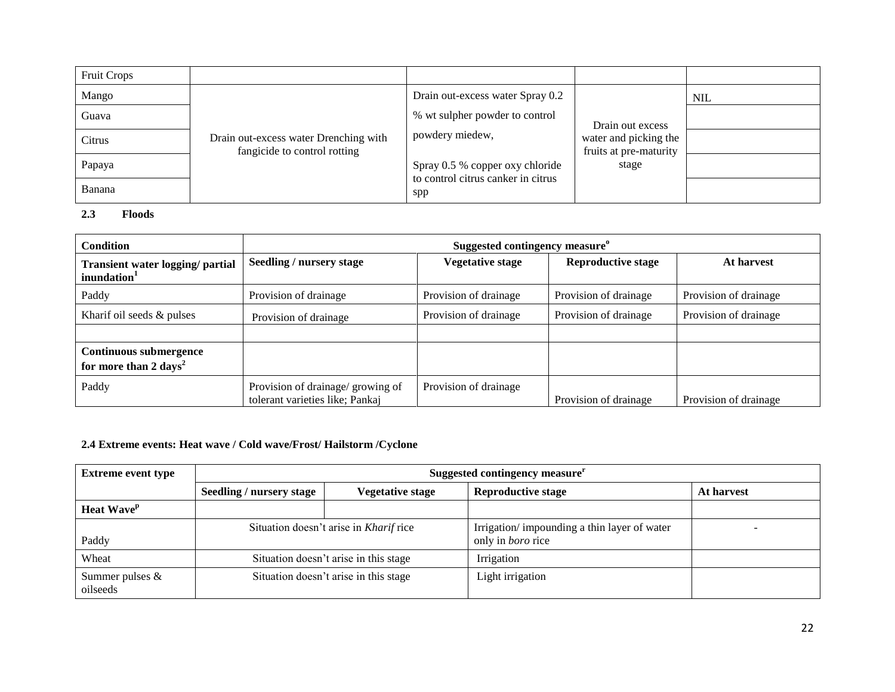| Fruit Crops | | | | |
|---|---|---|---|---|
| Mango | Drain out-excess water Drenching with fangicide to control rotting | Drain out-excess water Spray 0.2 % wt sulpher powder to control powdery miedew, Spray 0.5 % copper oxy chloride to control citrus canker in citrus spp | Drain out excess water and picking the fruits at pre-maturity stage | NIL |
| Guava | | | | |
| Citrus | | | | |
| Papaya | | | | |
| Banana | | | | |

### 2.3 Floods

| Condition | Suggested contingency measure[o] | | | |
|---|---|---|---|---|
| **Transient water logging/ partial inundation[1]** | **Seedling / nursery stage** | **Vegetative stage** | **Reproductive stage** | **At harvest** |
| Paddy | Provision of drainage | Provision of drainage | Provision of drainage | Provision of drainage |
| Kharif oil seeds & pulses | Provision of drainage | Provision of drainage | Provision of drainage | Provision of drainage |
| | | | | |
| **Continuous submergence for more than 2 days[2]** | | | | |
| Paddy | Provision of drainage/ growing of tolerant varieties like; Pankaj | Provision of drainage | Provision of drainage | Provision of drainage |

### 2.4 Extreme events: Heat wave / Cold wave/Frost/ Hailstorm /Cyclone

| Extreme event type | Suggested contingency measure[r] | | | |
|---|---|---|---|---|
| | **Seedling / nursery stage** | **Vegetative stage** | **Reproductive stage** | **At harvest** |
| **Heat Wave[p]** | | | | |
| Paddy | Situation doesn't arise in *Kharif* rice | | Irrigation/ impounding a thin layer of water only in *boro* rice | - |
| Wheat | Situation doesn't arise in this stage | | Irrigation | |
| Summer pulses & oilseeds | Situation doesn't arise in this stage | | Light irrigation | |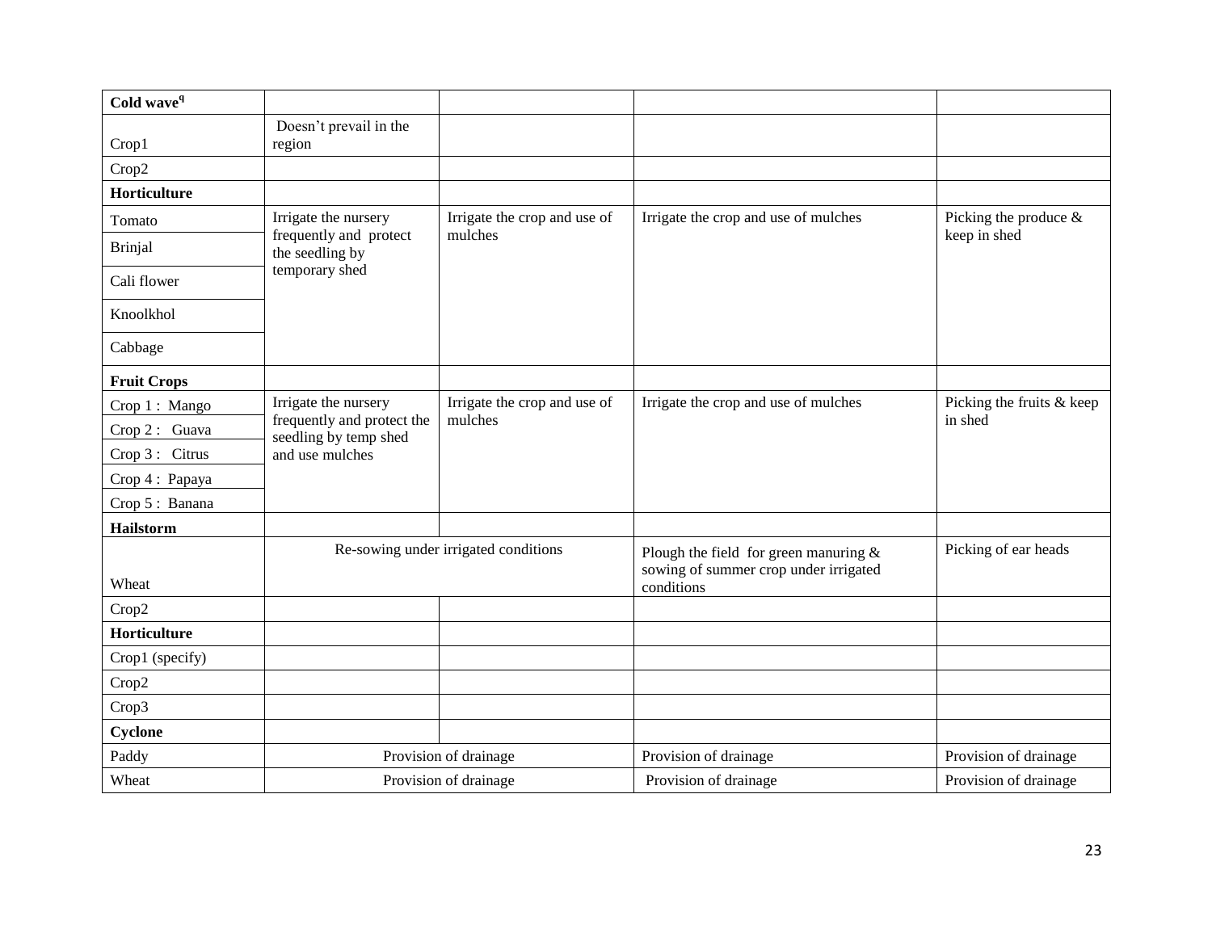| | | | | |
|---|---|---|---|---|
| **Cold wave**[q] | | | | |
| Crop1 | Doesn't prevail in the region | | | |
| Crop2 | | | | |
| **Horticulture** | | | | |
| Tomato | Irrigate the nursery frequently and protect the seedling by temporary shed | Irrigate the crop and use of mulches | Irrigate the crop and use of mulches | Picking the produce & keep in shed |
| Brinjal | | | | |
| Cali flower | | | | |
| Knoolkhol | | | | |
| Cabbage | | | | |
| **Fruit Crops** | | | | |
| Crop 1 : Mango | Irrigate the nursery frequently and protect the seedling by temp shed and use mulches | Irrigate the crop and use of mulches | Irrigate the crop and use of mulches | Picking the fruits & keep in shed |
| Crop 2 : Guava | | | | |
| Crop 3 : Citrus | | | | |
| Crop 4 : Papaya | | | | |
| Crop 5 : Banana | | | | |
| **Hailstorm** | | | | |
| Wheat | Re-sowing under irrigated conditions | | Plough the field for green manuring & sowing of summer crop under irrigated conditions | Picking of ear heads |
| Crop2 | | | | |
| **Horticulture** | | | | |
| Crop1 (specify) | | | | |
| Crop2 | | | | |
| Crop3 | | | | |
| **Cyclone** | | | | |
| Paddy | Provision of drainage | | Provision of drainage | Provision of drainage |
| Wheat | Provision of drainage | | Provision of drainage | Provision of drainage |